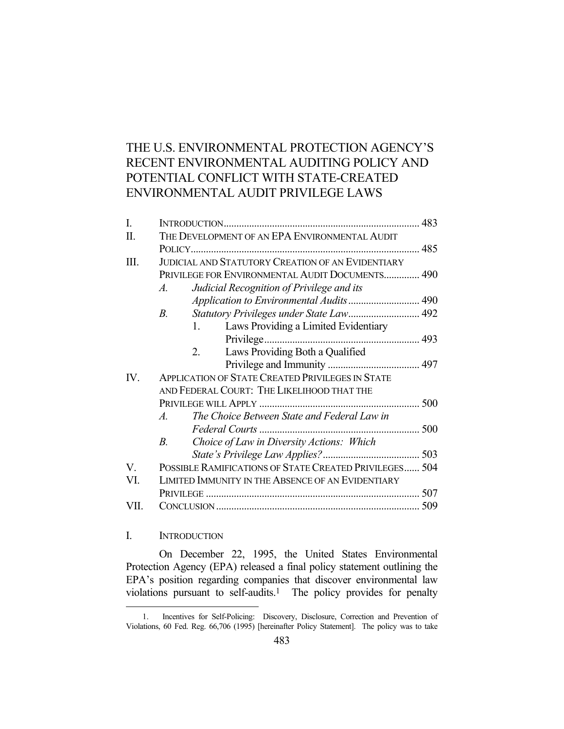# THE U.S. ENVIRONMENTAL PROTECTION AGENCY'S RECENT ENVIRONMENTAL AUDITING POLICY AND POTENTIAL CONFLICT WITH STATE-CREATED ENVIRONMENTAL AUDIT PRIVILEGE LAWS

| | | |
|---|---|---|
| I. | INTRODUCTION | 483 |
| II. | THE DEVELOPMENT OF AN EPA ENVIRONMENTAL AUDIT POLICY | 485 |
| III. | JUDICIAL AND STATUTORY CREATION OF AN EVIDENTIARY PRIVILEGE FOR ENVIRONMENTAL AUDIT DOCUMENTS | 490 |
| | *A. Judicial Recognition of Privilege and its Application to Environmental Audits* | 490 |
| | *B. Statutory Privileges under State Law* | 492 |
| | 1. Laws Providing a Limited Evidentiary Privilege | 493 |
| | 2. Laws Providing Both a Qualified Privilege and Immunity | 497 |
| IV. | APPLICATION OF STATE CREATED PRIVILEGES IN STATE AND FEDERAL COURT: THE LIKELIHOOD THAT THE PRIVILEGE WILL APPLY | 500 |
| | *A. The Choice Between State and Federal Law in Federal Courts* | 500 |
| | *B. Choice of Law in Diversity Actions: Which State's Privilege Law Applies?* | 503 |
| V. | POSSIBLE RAMIFICATIONS OF STATE CREATED PRIVILEGES | 504 |
| VI. | LIMITED IMMUNITY IN THE ABSENCE OF AN EVIDENTIARY PRIVILEGE | 507 |
| VII. | CONCLUSION | 509 |

## I. INTRODUCTION

On December 22, 1995, the United States Environmental Protection Agency (EPA) released a final policy statement outlining the EPA's position regarding companies that discover environmental law violations pursuant to self-audits.[1] The policy provides for penalty

1. Incentives for Self-Policing: Discovery, Disclosure, Correction and Prevention of Violations, 60 Fed. Reg. 66,706 (1995) [hereinafter Policy Statement]. The policy was to take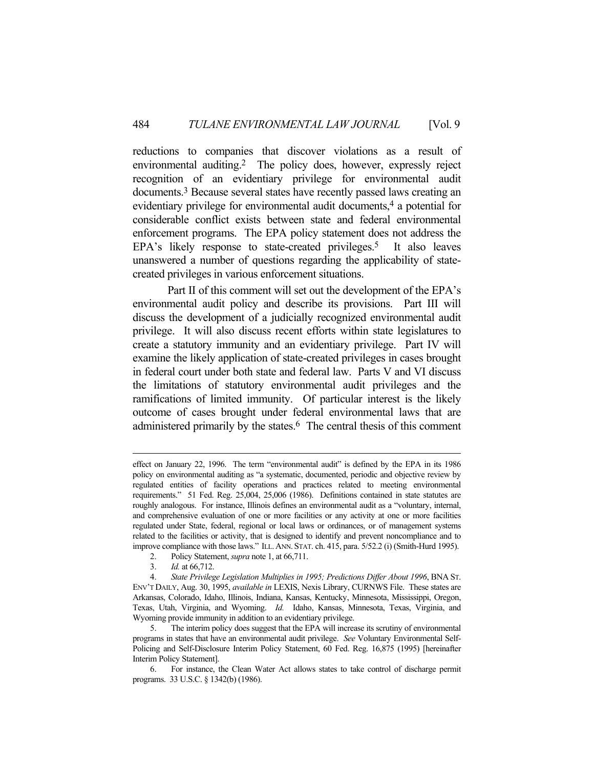reductions to companies that discover violations as a result of environmental auditing.[2] The policy does, however, expressly reject recognition of an evidentiary privilege for environmental audit documents.[3] Because several states have recently passed laws creating an evidentiary privilege for environmental audit documents,[4] a potential for considerable conflict exists between state and federal environmental enforcement programs. The EPA policy statement does not address the EPA's likely response to state-created privileges.[5] It also leaves unanswered a number of questions regarding the applicability of state-created privileges in various enforcement situations.

Part II of this comment will set out the development of the EPA's environmental audit policy and describe its provisions. Part III will discuss the development of a judicially recognized environmental audit privilege. It will also discuss recent efforts within state legislatures to create a statutory immunity and an evidentiary privilege. Part IV will examine the likely application of state-created privileges in cases brought in federal court under both state and federal law. Parts V and VI discuss the limitations of statutory environmental audit privileges and the ramifications of limited immunity. Of particular interest is the likely outcome of cases brought under federal environmental laws that are administered primarily by the states.[6] The central thesis of this comment

---

effect on January 22, 1996. The term "environmental audit" is defined by the EPA in its 1986 policy on environmental auditing as "a systematic, documented, periodic and objective review by regulated entities of facility operations and practices related to meeting environmental requirements." 51 Fed. Reg. 25,004, 25,006 (1986). Definitions contained in state statutes are roughly analogous. For instance, Illinois defines an environmental audit as a "voluntary, internal, and comprehensive evaluation of one or more facilities or any activity at one or more facilities regulated under State, federal, regional or local laws or ordinances, or of management systems related to the facilities or activity, that is designed to identify and prevent noncompliance and to improve compliance with those laws." ILL. ANN. STAT. ch. 415, para. 5/52.2 (i) (Smith-Hurd 1995).

2. Policy Statement, *supra* note 1, at 66,711.

3. *Id.* at 66,712.

4. *State Privilege Legislation Multiplies in 1995; Predictions Differ About 1996*, BNA ST. ENV'T DAILY, Aug. 30, 1995, *available in* LEXIS, Nexis Library, CURNWS File. These states are Arkansas, Colorado, Idaho, Illinois, Indiana, Kansas, Kentucky, Minnesota, Mississippi, Oregon, Texas, Utah, Virginia, and Wyoming. *Id.* Idaho, Kansas, Minnesota, Texas, Virginia, and Wyoming provide immunity in addition to an evidentiary privilege.

5. The interim policy does suggest that the EPA will increase its scrutiny of environmental programs in states that have an environmental audit privilege. *See* Voluntary Environmental Self-Policing and Self-Disclosure Interim Policy Statement, 60 Fed. Reg. 16,875 (1995) [hereinafter Interim Policy Statement].

6. For instance, the Clean Water Act allows states to take control of discharge permit programs. 33 U.S.C. § 1342(b) (1986).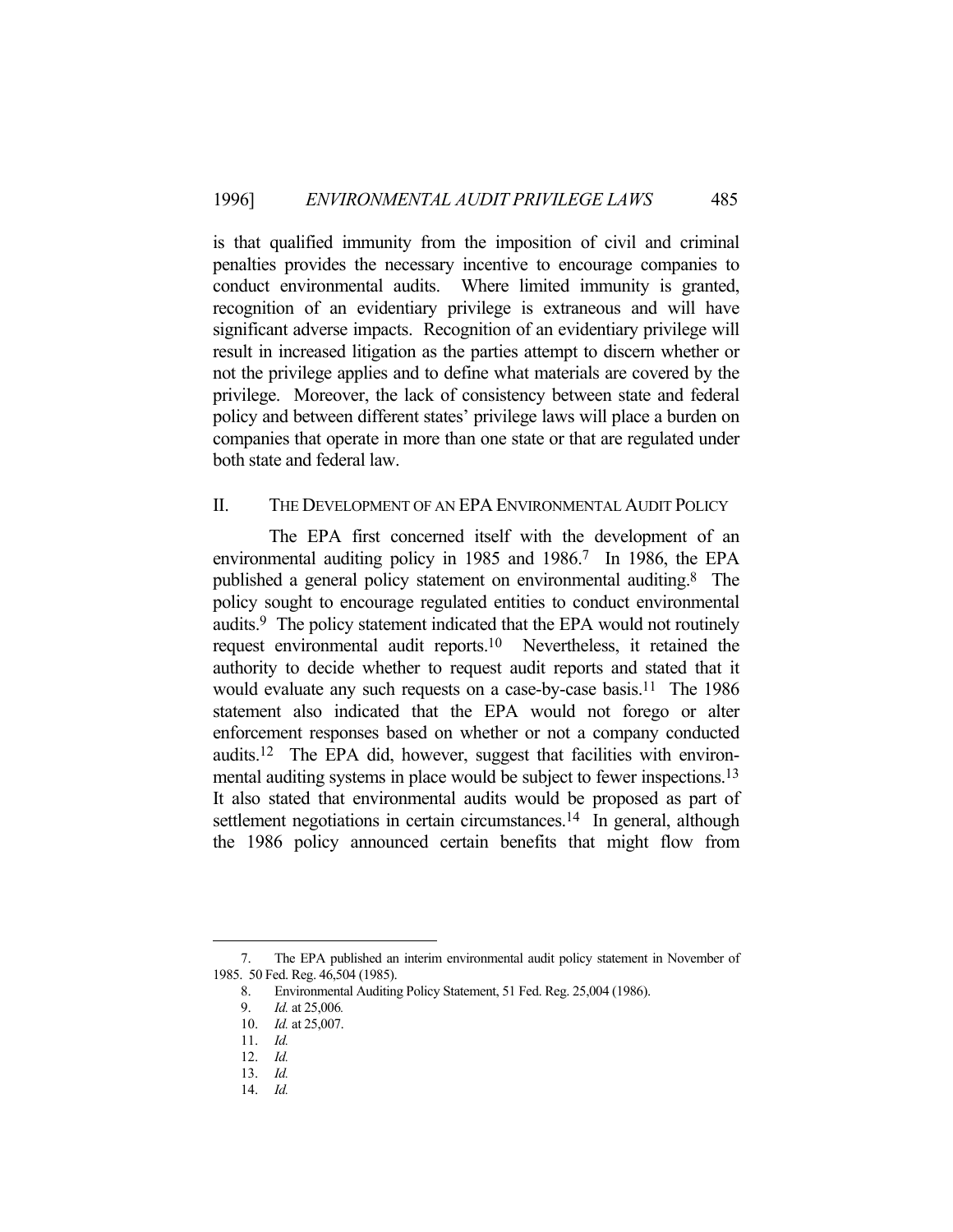is that qualified immunity from the imposition of civil and criminal penalties provides the necessary incentive to encourage companies to conduct environmental audits. Where limited immunity is granted, recognition of an evidentiary privilege is extraneous and will have significant adverse impacts. Recognition of an evidentiary privilege will result in increased litigation as the parties attempt to discern whether or not the privilege applies and to define what materials are covered by the privilege. Moreover, the lack of consistency between state and federal policy and between different states' privilege laws will place a burden on companies that operate in more than one state or that are regulated under both state and federal law.

## II. THE DEVELOPMENT OF AN EPA ENVIRONMENTAL AUDIT POLICY

The EPA first concerned itself with the development of an environmental auditing policy in 1985 and 1986.[7] In 1986, the EPA published a general policy statement on environmental auditing.[8] The policy sought to encourage regulated entities to conduct environmental audits.[9] The policy statement indicated that the EPA would not routinely request environmental audit reports.[10] Nevertheless, it retained the authority to decide whether to request audit reports and stated that it would evaluate any such requests on a case-by-case basis.[11] The 1986 statement also indicated that the EPA would not forego or alter enforcement responses based on whether or not a company conducted audits.[12] The EPA did, however, suggest that facilities with environmental auditing systems in place would be subject to fewer inspections.[13] It also stated that environmental audits would be proposed as part of settlement negotiations in certain circumstances.[14] In general, although the 1986 policy announced certain benefits that might flow from

---

7. The EPA published an interim environmental audit policy statement in November of 1985. 50 Fed. Reg. 46,504 (1985).

8. Environmental Auditing Policy Statement, 51 Fed. Reg. 25,004 (1986).

9. *Id.* at 25,006.

10. *Id.* at 25,007.

11. *Id.*

12. *Id.*

13. *Id.*

14. *Id.*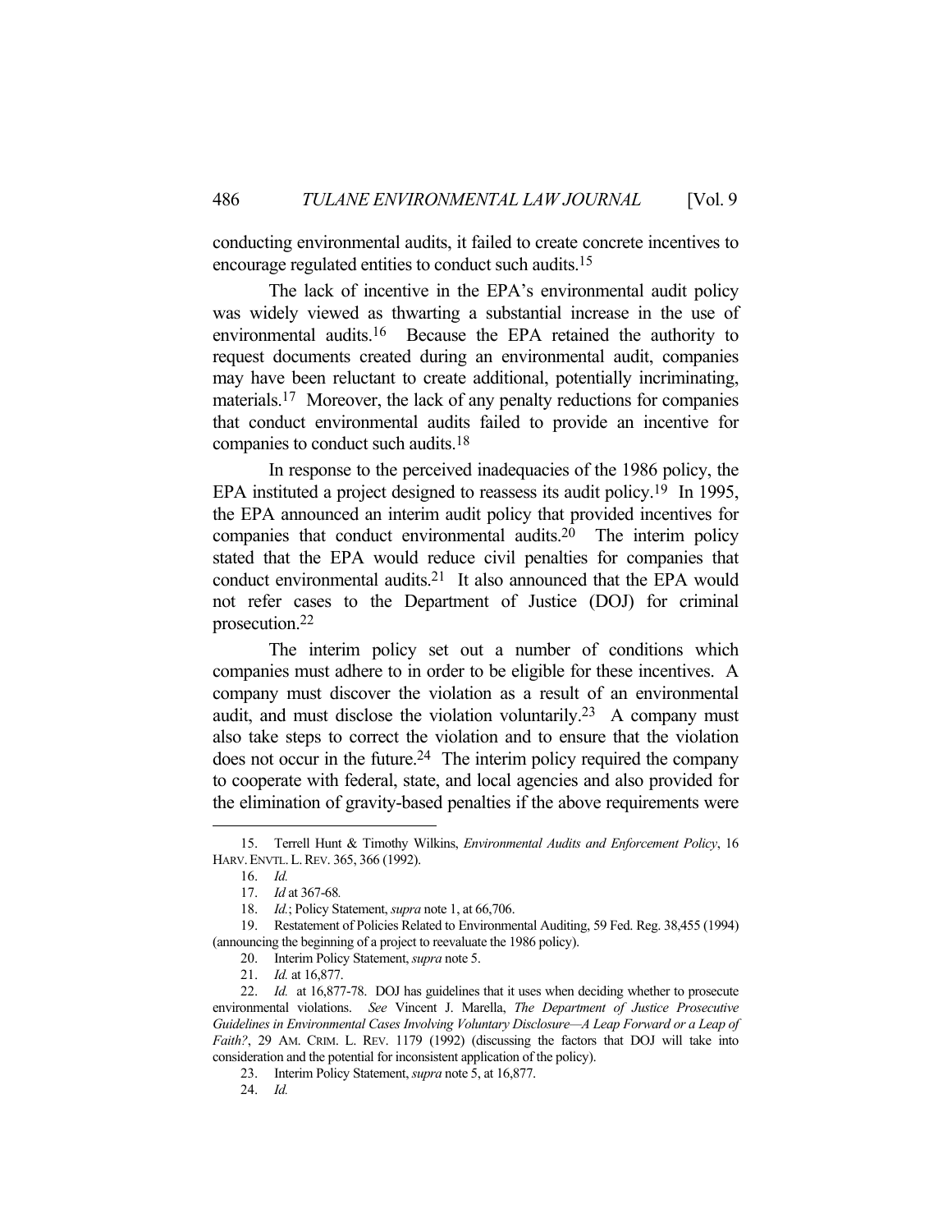conducting environmental audits, it failed to create concrete incentives to encourage regulated entities to conduct such audits.[15]

The lack of incentive in the EPA's environmental audit policy was widely viewed as thwarting a substantial increase in the use of environmental audits.[16] Because the EPA retained the authority to request documents created during an environmental audit, companies may have been reluctant to create additional, potentially incriminating, materials.[17] Moreover, the lack of any penalty reductions for companies that conduct environmental audits failed to provide an incentive for companies to conduct such audits.[18]

In response to the perceived inadequacies of the 1986 policy, the EPA instituted a project designed to reassess its audit policy.[19] In 1995, the EPA announced an interim audit policy that provided incentives for companies that conduct environmental audits.[20] The interim policy stated that the EPA would reduce civil penalties for companies that conduct environmental audits.[21] It also announced that the EPA would not refer cases to the Department of Justice (DOJ) for criminal prosecution.[22]

The interim policy set out a number of conditions which companies must adhere to in order to be eligible for these incentives. A company must discover the violation as a result of an environmental audit, and must disclose the violation voluntarily.[23] A company must also take steps to correct the violation and to ensure that the violation does not occur in the future.[24] The interim policy required the company to cooperate with federal, state, and local agencies and also provided for the elimination of gravity-based penalties if the above requirements were

---

15. Terrell Hunt & Timothy Wilkins, *Environmental Audits and Enforcement Policy*, 16 HARV. ENVTL. L. REV. 365, 366 (1992).

16. *Id.*

17. *Id* at 367-68*.*

18. *Id.*; Policy Statement, *supra* note 1, at 66,706.

19. Restatement of Policies Related to Environmental Auditing, 59 Fed. Reg. 38,455 (1994) (announcing the beginning of a project to reevaluate the 1986 policy).

20. Interim Policy Statement, *supra* note 5.

21. *Id.* at 16,877.

22. *Id.* at 16,877-78. DOJ has guidelines that it uses when deciding whether to prosecute environmental violations. *See* Vincent J. Marella, *The Department of Justice Prosecutive Guidelines in Environmental Cases Involving Voluntary Disclosure—A Leap Forward or a Leap of Faith?*, 29 AM. CRIM. L. REV. 1179 (1992) (discussing the factors that DOJ will take into consideration and the potential for inconsistent application of the policy).

23. Interim Policy Statement, *supra* note 5, at 16,877.

24. *Id.*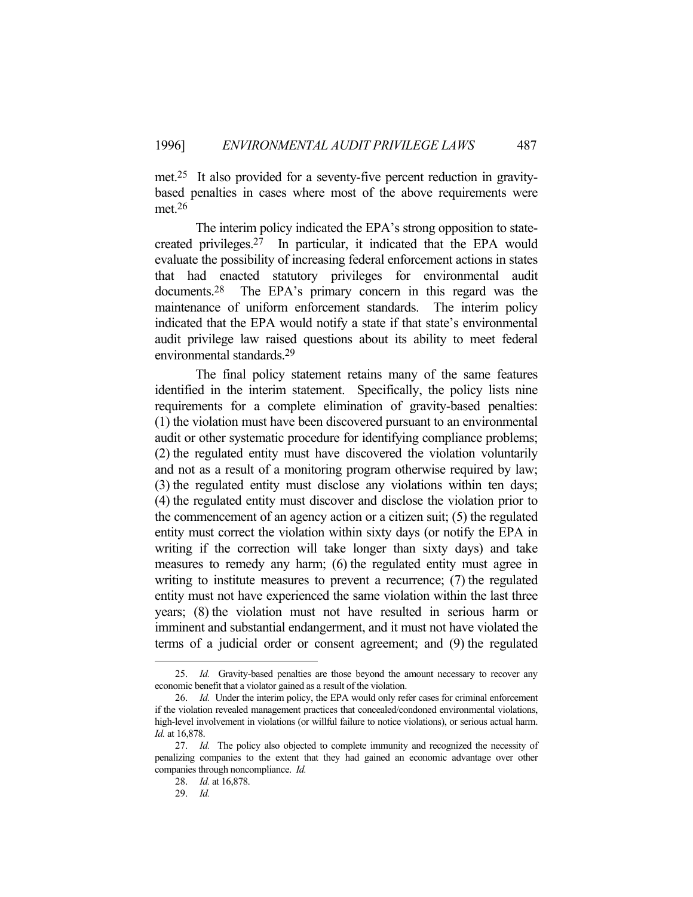met.[25] It also provided for a seventy-five percent reduction in gravity-based penalties in cases where most of the above requirements were met.[26]

The interim policy indicated the EPA's strong opposition to state-created privileges.[27] In particular, it indicated that the EPA would evaluate the possibility of increasing federal enforcement actions in states that had enacted statutory privileges for environmental audit documents.[28] The EPA's primary concern in this regard was the maintenance of uniform enforcement standards. The interim policy indicated that the EPA would notify a state if that state's environmental audit privilege law raised questions about its ability to meet federal environmental standards.[29]

The final policy statement retains many of the same features identified in the interim statement. Specifically, the policy lists nine requirements for a complete elimination of gravity-based penalties: (1) the violation must have been discovered pursuant to an environmental audit or other systematic procedure for identifying compliance problems; (2) the regulated entity must have discovered the violation voluntarily and not as a result of a monitoring program otherwise required by law; (3) the regulated entity must disclose any violations within ten days; (4) the regulated entity must discover and disclose the violation prior to the commencement of an agency action or a citizen suit; (5) the regulated entity must correct the violation within sixty days (or notify the EPA in writing if the correction will take longer than sixty days) and take measures to remedy any harm; (6) the regulated entity must agree in writing to institute measures to prevent a recurrence; (7) the regulated entity must not have experienced the same violation within the last three years; (8) the violation must not have resulted in serious harm or imminent and substantial endangerment, and it must not have violated the terms of a judicial order or consent agreement; and (9) the regulated

---

25. *Id.* Gravity-based penalties are those beyond the amount necessary to recover any economic benefit that a violator gained as a result of the violation.

26. *Id.* Under the interim policy, the EPA would only refer cases for criminal enforcement if the violation revealed management practices that concealed/condoned environmental violations, high-level involvement in violations (or willful failure to notice violations), or serious actual harm. *Id.* at 16,878.

27. *Id.* The policy also objected to complete immunity and recognized the necessity of penalizing companies to the extent that they had gained an economic advantage over other companies through noncompliance. *Id.*

28. *Id.* at 16,878.

29. *Id.*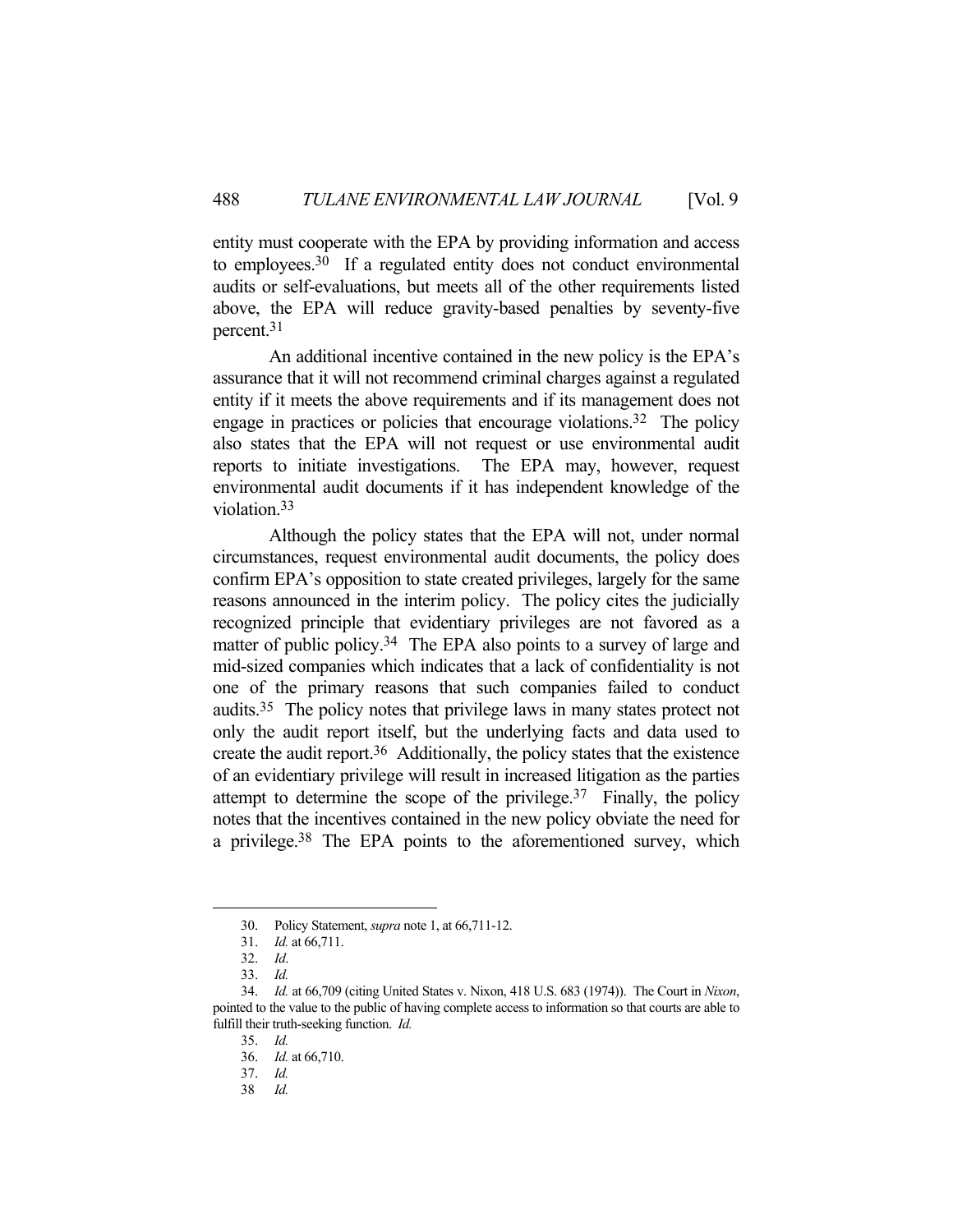entity must cooperate with the EPA by providing information and access to employees.[30] If a regulated entity does not conduct environmental audits or self-evaluations, but meets all of the other requirements listed above, the EPA will reduce gravity-based penalties by seventy-five percent.[31]

An additional incentive contained in the new policy is the EPA's assurance that it will not recommend criminal charges against a regulated entity if it meets the above requirements and if its management does not engage in practices or policies that encourage violations.[32] The policy also states that the EPA will not request or use environmental audit reports to initiate investigations. The EPA may, however, request environmental audit documents if it has independent knowledge of the violation.[33]

Although the policy states that the EPA will not, under normal circumstances, request environmental audit documents, the policy does confirm EPA's opposition to state created privileges, largely for the same reasons announced in the interim policy. The policy cites the judicially recognized principle that evidentiary privileges are not favored as a matter of public policy.[34] The EPA also points to a survey of large and mid-sized companies which indicates that a lack of confidentiality is not one of the primary reasons that such companies failed to conduct audits.[35] The policy notes that privilege laws in many states protect not only the audit report itself, but the underlying facts and data used to create the audit report.[36] Additionally, the policy states that the existence of an evidentiary privilege will result in increased litigation as the parties attempt to determine the scope of the privilege.[37] Finally, the policy notes that the incentives contained in the new policy obviate the need for a privilege.[38] The EPA points to the aforementioned survey, which

---

30. Policy Statement, *supra* note 1, at 66,711-12.

31. *Id.* at 66,711.

32. *Id*.

33. *Id.*

34. *Id.* at 66,709 (citing United States v. Nixon, 418 U.S. 683 (1974)). The Court in *Nixon*, pointed to the value to the public of having complete access to information so that courts are able to fulfill their truth-seeking function. *Id.*

35. *Id.*

36. *Id.* at 66,710.

37. *Id.*

38 *Id.*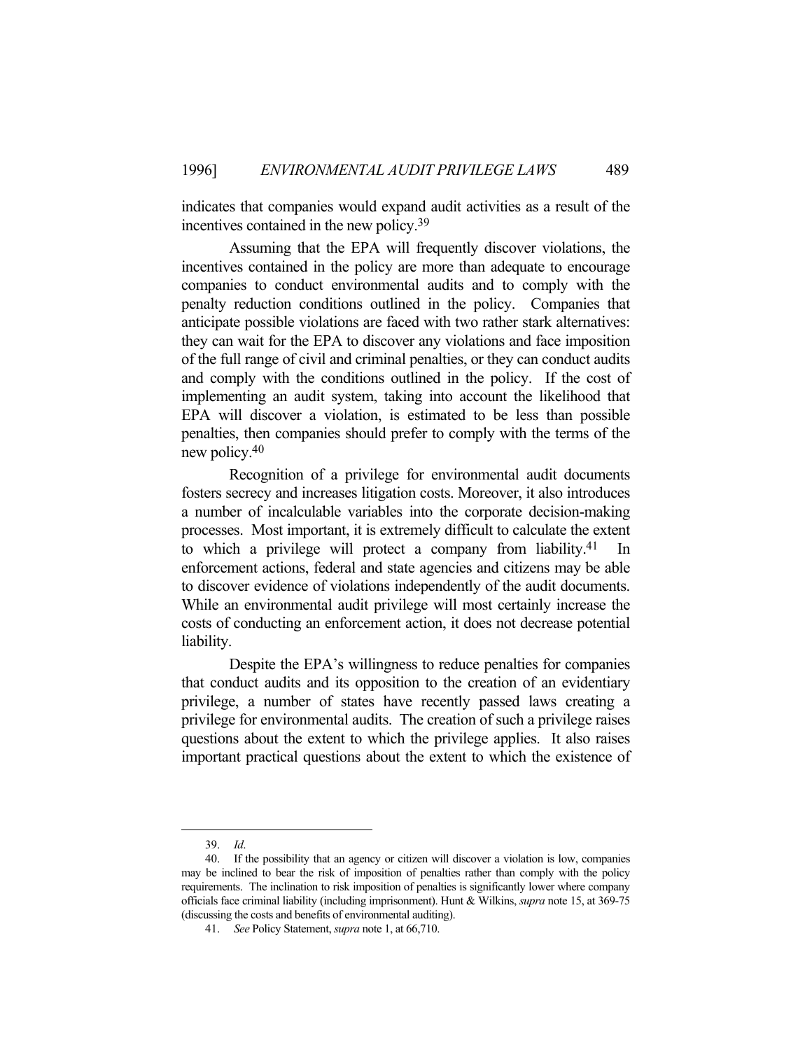indicates that companies would expand audit activities as a result of the incentives contained in the new policy.[39]

Assuming that the EPA will frequently discover violations, the incentives contained in the policy are more than adequate to encourage companies to conduct environmental audits and to comply with the penalty reduction conditions outlined in the policy. Companies that anticipate possible violations are faced with two rather stark alternatives: they can wait for the EPA to discover any violations and face imposition of the full range of civil and criminal penalties, or they can conduct audits and comply with the conditions outlined in the policy. If the cost of implementing an audit system, taking into account the likelihood that EPA will discover a violation, is estimated to be less than possible penalties, then companies should prefer to comply with the terms of the new policy.[40]

Recognition of a privilege for environmental audit documents fosters secrecy and increases litigation costs. Moreover, it also introduces a number of incalculable variables into the corporate decision-making processes. Most important, it is extremely difficult to calculate the extent to which a privilege will protect a company from liability.[41] In enforcement actions, federal and state agencies and citizens may be able to discover evidence of violations independently of the audit documents. While an environmental audit privilege will most certainly increase the costs of conducting an enforcement action, it does not decrease potential liability.

Despite the EPA's willingness to reduce penalties for companies that conduct audits and its opposition to the creation of an evidentiary privilege, a number of states have recently passed laws creating a privilege for environmental audits. The creation of such a privilege raises questions about the extent to which the privilege applies. It also raises important practical questions about the extent to which the existence of

---

39. *Id.*

40. If the possibility that an agency or citizen will discover a violation is low, companies may be inclined to bear the risk of imposition of penalties rather than comply with the policy requirements. The inclination to risk imposition of penalties is significantly lower where company officials face criminal liability (including imprisonment). Hunt & Wilkins, *supra* note 15, at 369-75 (discussing the costs and benefits of environmental auditing).

41. *See* Policy Statement, *supra* note 1, at 66,710.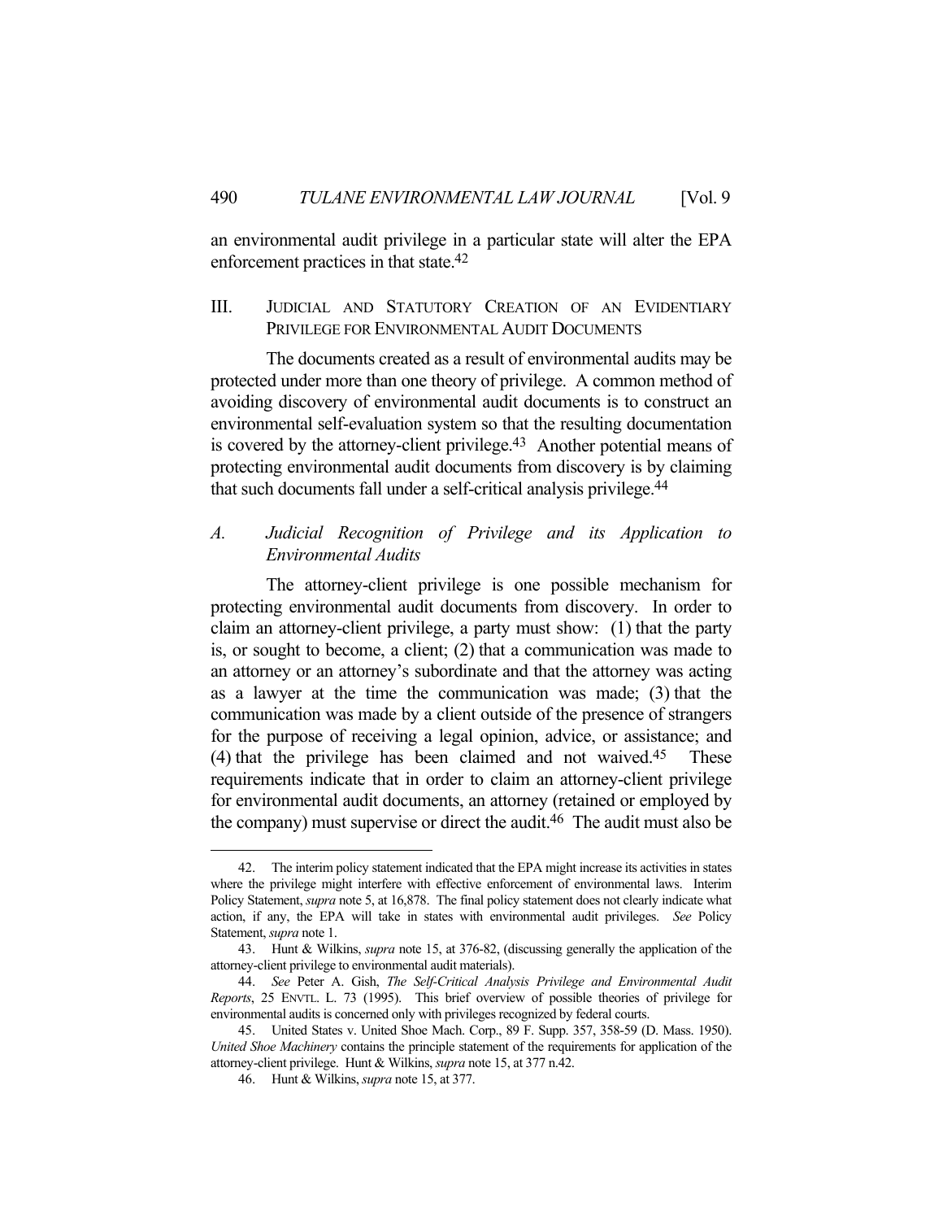an environmental audit privilege in a particular state will alter the EPA enforcement practices in that state.[42]

## III. JUDICIAL AND STATUTORY CREATION OF AN EVIDENTIARY PRIVILEGE FOR ENVIRONMENTAL AUDIT DOCUMENTS

The documents created as a result of environmental audits may be protected under more than one theory of privilege. A common method of avoiding discovery of environmental audit documents is to construct an environmental self-evaluation system so that the resulting documentation is covered by the attorney-client privilege.[43] Another potential means of protecting environmental audit documents from discovery is by claiming that such documents fall under a self-critical analysis privilege.[44]

### *A. Judicial Recognition of Privilege and its Application to Environmental Audits*

The attorney-client privilege is one possible mechanism for protecting environmental audit documents from discovery. In order to claim an attorney-client privilege, a party must show: (1) that the party is, or sought to become, a client; (2) that a communication was made to an attorney or an attorney's subordinate and that the attorney was acting as a lawyer at the time the communication was made; (3) that the communication was made by a client outside of the presence of strangers for the purpose of receiving a legal opinion, advice, or assistance; and (4) that the privilege has been claimed and not waived.[45] These requirements indicate that in order to claim an attorney-client privilege for environmental audit documents, an attorney (retained or employed by the company) must supervise or direct the audit.[46] The audit must also be

---

42. The interim policy statement indicated that the EPA might increase its activities in states where the privilege might interfere with effective enforcement of environmental laws. Interim Policy Statement, *supra* note 5, at 16,878. The final policy statement does not clearly indicate what action, if any, the EPA will take in states with environmental audit privileges. *See* Policy Statement, *supra* note 1.

43. Hunt & Wilkins, *supra* note 15, at 376-82, (discussing generally the application of the attorney-client privilege to environmental audit materials).

44. *See* Peter A. Gish, *The Self-Critical Analysis Privilege and Environmental Audit Reports*, 25 ENVTL. L. 73 (1995). This brief overview of possible theories of privilege for environmental audits is concerned only with privileges recognized by federal courts.

45. United States v. United Shoe Mach. Corp., 89 F. Supp. 357, 358-59 (D. Mass. 1950). *United Shoe Machinery* contains the principle statement of the requirements for application of the attorney-client privilege. Hunt & Wilkins, *supra* note 15, at 377 n.42.

46. Hunt & Wilkins, *supra* note 15, at 377.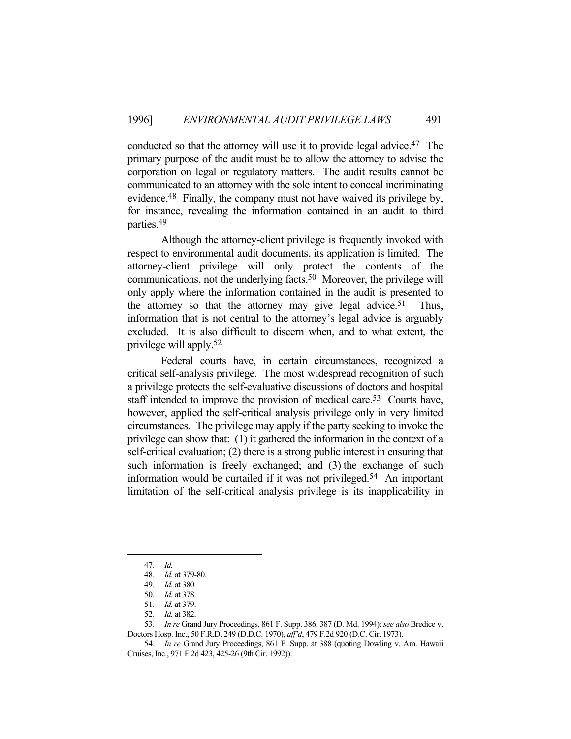conducted so that the attorney will use it to provide legal advice.[47] The primary purpose of the audit must be to allow the attorney to advise the corporation on legal or regulatory matters. The audit results cannot be communicated to an attorney with the sole intent to conceal incriminating evidence.[48] Finally, the company must not have waived its privilege by, for instance, revealing the information contained in an audit to third parties.[49]

Although the attorney-client privilege is frequently invoked with respect to environmental audit documents, its application is limited. The attorney-client privilege will only protect the contents of the communications, not the underlying facts.[50] Moreover, the privilege will only apply where the information contained in the audit is presented to the attorney so that the attorney may give legal advice.[51] Thus, information that is not central to the attorney's legal advice is arguably excluded. It is also difficult to discern when, and to what extent, the privilege will apply.[52]

Federal courts have, in certain circumstances, recognized a critical self-analysis privilege. The most widespread recognition of such a privilege protects the self-evaluative discussions of doctors and hospital staff intended to improve the provision of medical care.[53] Courts have, however, applied the self-critical analysis privilege only in very limited circumstances. The privilege may apply if the party seeking to invoke the privilege can show that: (1) it gathered the information in the context of a self-critical evaluation; (2) there is a strong public interest in ensuring that such information is freely exchanged; and (3) the exchange of such information would be curtailed if it was not privileged.[54] An important limitation of the self-critical analysis privilege is its inapplicability in

---

47. *Id.*

48. *Id.* at 379-80.

49. *Id.* at 380

50. *Id.* at 378

51. *Id.* at 379.

52. *Id.* at 382.

53. *In re* Grand Jury Proceedings, 861 F. Supp. 386, 387 (D. Md. 1994); *see also* Bredice v. Doctors Hosp. Inc., 50 F.R.D. 249 (D.D.C. 1970), *aff'd*, 479 F.2d 920 (D.C. Cir. 1973).

54. *In re* Grand Jury Proceedings, 861 F. Supp. at 388 (quoting Dowling v. Am. Hawaii Cruises, Inc., 971 F.2d 423, 425-26 (9th Cir. 1992)).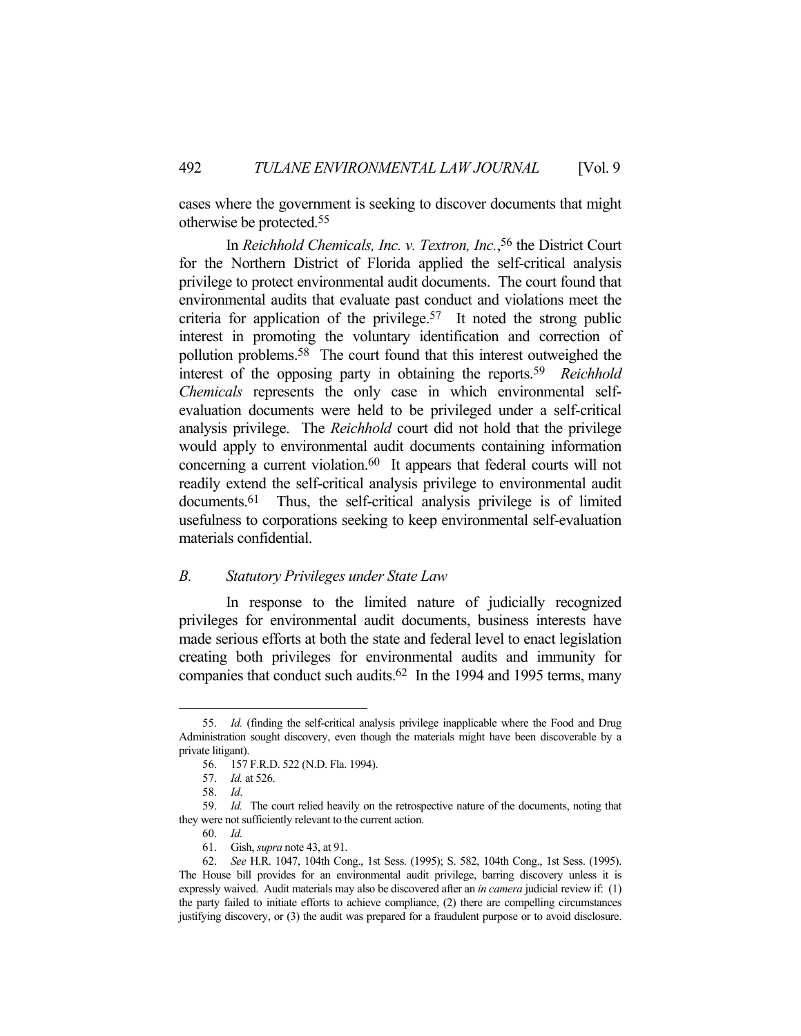cases where the government is seeking to discover documents that might otherwise be protected.[55]

In *Reichhold Chemicals, Inc. v. Textron, Inc.*,[56] the District Court for the Northern District of Florida applied the self-critical analysis privilege to protect environmental audit documents. The court found that environmental audits that evaluate past conduct and violations meet the criteria for application of the privilege.[57] It noted the strong public interest in promoting the voluntary identification and correction of pollution problems.[58] The court found that this interest outweighed the interest of the opposing party in obtaining the reports.[59] *Reichhold Chemicals* represents the only case in which environmental self-evaluation documents were held to be privileged under a self-critical analysis privilege. The *Reichhold* court did not hold that the privilege would apply to environmental audit documents containing information concerning a current violation.[60] It appears that federal courts will not readily extend the self-critical analysis privilege to environmental audit documents.[61] Thus, the self-critical analysis privilege is of limited usefulness to corporations seeking to keep environmental self-evaluation materials confidential.

### *B. Statutory Privileges under State Law*

In response to the limited nature of judicially recognized privileges for environmental audit documents, business interests have made serious efforts at both the state and federal level to enact legislation creating both privileges for environmental audits and immunity for companies that conduct such audits.[62] In the 1994 and 1995 terms, many

---

55. *Id.* (finding the self-critical analysis privilege inapplicable where the Food and Drug Administration sought discovery, even though the materials might have been discoverable by a private litigant).

56. 157 F.R.D. 522 (N.D. Fla. 1994).

57. *Id.* at 526.

58. *Id.*

59. *Id.* The court relied heavily on the retrospective nature of the documents, noting that they were not sufficiently relevant to the current action.

60. *Id.*

61. Gish, *supra* note 43, at 91.

62. *See* H.R. 1047, 104th Cong., 1st Sess. (1995); S. 582, 104th Cong., 1st Sess. (1995). The House bill provides for an environmental audit privilege, barring discovery unless it is expressly waived. Audit materials may also be discovered after an *in camera* judicial review if: (1) the party failed to initiate efforts to achieve compliance, (2) there are compelling circumstances justifying discovery, or (3) the audit was prepared for a fraudulent purpose or to avoid disclosure.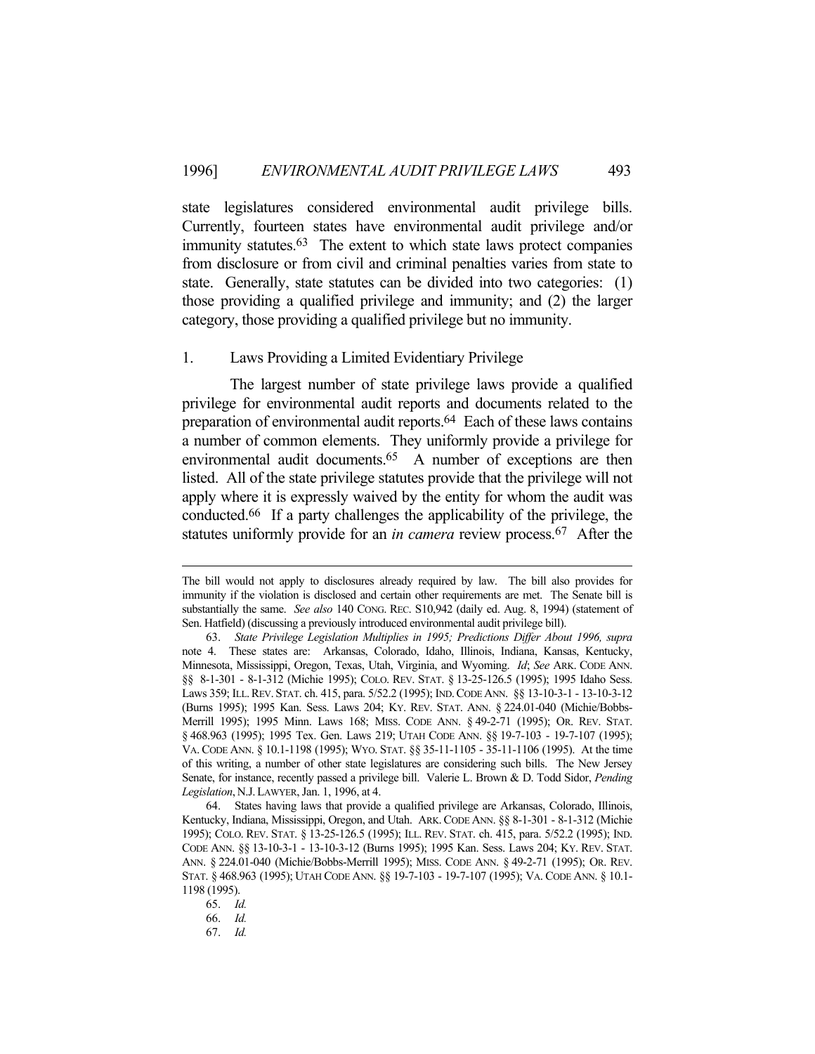state legislatures considered environmental audit privilege bills. Currently, fourteen states have environmental audit privilege and/or immunity statutes.[63] The extent to which state laws protect companies from disclosure or from civil and criminal penalties varies from state to state. Generally, state statutes can be divided into two categories: (1) those providing a qualified privilege and immunity; and (2) the larger category, those providing a qualified privilege but no immunity.

### 1. Laws Providing a Limited Evidentiary Privilege

The largest number of state privilege laws provide a qualified privilege for environmental audit reports and documents related to the preparation of environmental audit reports.[64] Each of these laws contains a number of common elements. They uniformly provide a privilege for environmental audit documents.[65] A number of exceptions are then listed. All of the state privilege statutes provide that the privilege will not apply where it is expressly waived by the entity for whom the audit was conducted.[66] If a party challenges the applicability of the privilege, the statutes uniformly provide for an *in camera* review process.[67] After the

---

The bill would not apply to disclosures already required by law. The bill also provides for immunity if the violation is disclosed and certain other requirements are met. The Senate bill is substantially the same. *See also* 140 CONG. REC. S10,942 (daily ed. Aug. 8, 1994) (statement of Sen. Hatfield) (discussing a previously introduced environmental audit privilege bill).

63. *State Privilege Legislation Multiplies in 1995; Predictions Differ About 1996, supra* note 4. These states are: Arkansas, Colorado, Idaho, Illinois, Indiana, Kansas, Kentucky, Minnesota, Mississippi, Oregon, Texas, Utah, Virginia, and Wyoming. *Id*; *See* ARK. CODE ANN. §§ 8-1-301 - 8-1-312 (Michie 1995); COLO. REV. STAT. § 13-25-126.5 (1995); 1995 Idaho Sess. Laws 359; ILL. REV. STAT. ch. 415, para. 5/52.2 (1995); IND. CODE ANN. §§ 13-10-3-1 - 13-10-3-12 (Burns 1995); 1995 Kan. Sess. Laws 204; KY. REV. STAT. ANN. § 224.01-040 (Michie/Bobbs-Merrill 1995); 1995 Minn. Laws 168; MISS. CODE ANN. § 49-2-71 (1995); OR. REV. STAT. § 468.963 (1995); 1995 Tex. Gen. Laws 219; UTAH CODE ANN. §§ 19-7-103 - 19-7-107 (1995); VA. CODE ANN. § 10.1-1198 (1995); WYO. STAT. §§ 35-11-1105 - 35-11-1106 (1995). At the time of this writing, a number of other state legislatures are considering such bills. The New Jersey Senate, for instance, recently passed a privilege bill. Valerie L. Brown & D. Todd Sidor, *Pending Legislation*, N.J. LAWYER, Jan. 1, 1996, at 4.

64. States having laws that provide a qualified privilege are Arkansas, Colorado, Illinois, Kentucky, Indiana, Mississippi, Oregon, and Utah. ARK. CODE ANN. §§ 8-1-301 - 8-1-312 (Michie 1995); COLO. REV. STAT. § 13-25-126.5 (1995); ILL. REV. STAT. ch. 415, para. 5/52.2 (1995); IND. CODE ANN. §§ 13-10-3-1 - 13-10-3-12 (Burns 1995); 1995 Kan. Sess. Laws 204; KY. REV. STAT. ANN. § 224.01-040 (Michie/Bobbs-Merrill 1995); MISS. CODE ANN. § 49-2-71 (1995); OR. REV. STAT. § 468.963 (1995); UTAH CODE ANN. §§ 19-7-103 - 19-7-107 (1995); VA. CODE ANN. § 10.1-1198 (1995).

65. *Id.*

66. *Id.*

67. *Id.*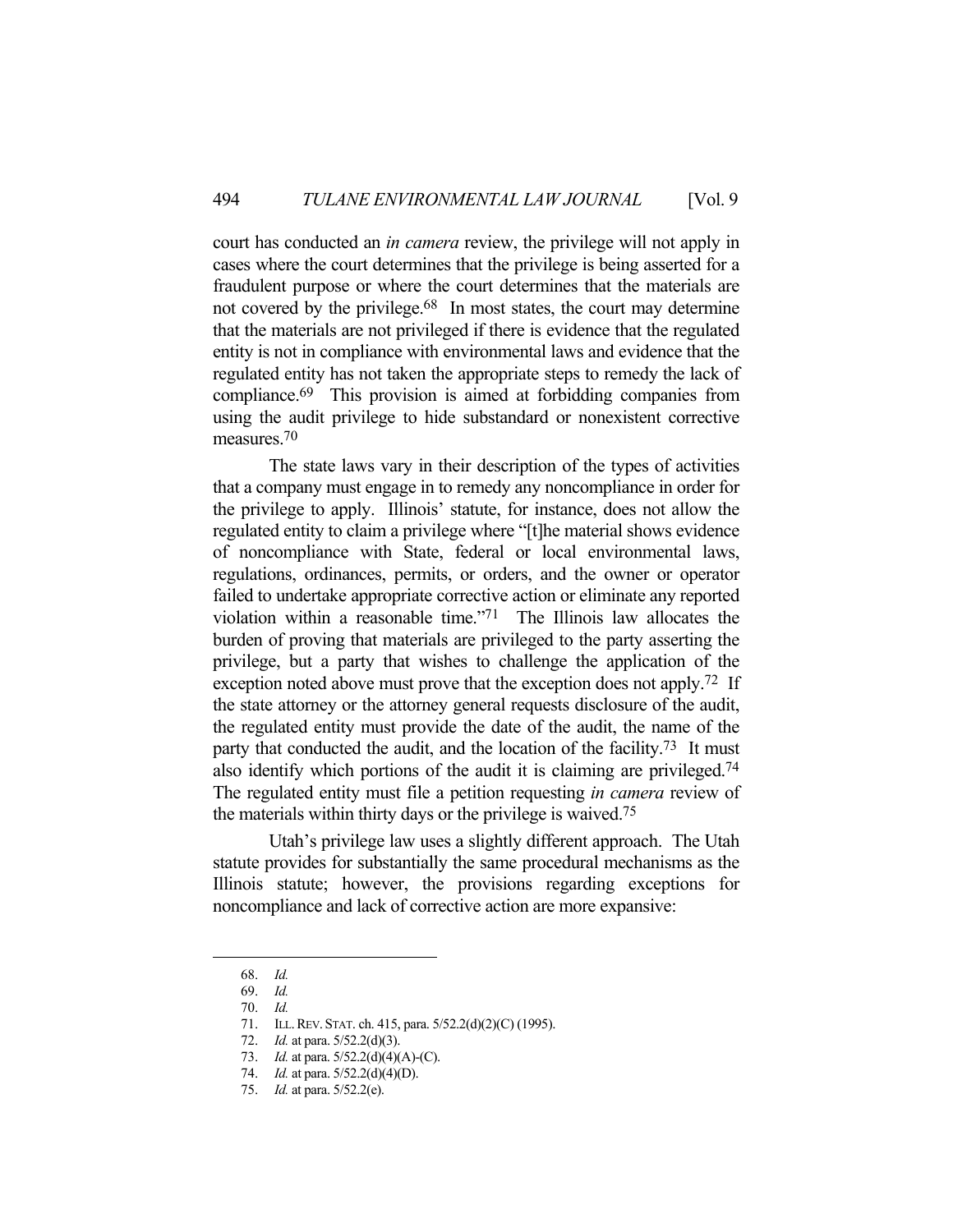court has conducted an *in camera* review, the privilege will not apply in cases where the court determines that the privilege is being asserted for a fraudulent purpose or where the court determines that the materials are not covered by the privilege.[68] In most states, the court may determine that the materials are not privileged if there is evidence that the regulated entity is not in compliance with environmental laws and evidence that the regulated entity has not taken the appropriate steps to remedy the lack of compliance.[69] This provision is aimed at forbidding companies from using the audit privilege to hide substandard or nonexistent corrective measures.[70]

The state laws vary in their description of the types of activities that a company must engage in to remedy any noncompliance in order for the privilege to apply. Illinois' statute, for instance, does not allow the regulated entity to claim a privilege where "[t]he material shows evidence of noncompliance with State, federal or local environmental laws, regulations, ordinances, permits, or orders, and the owner or operator failed to undertake appropriate corrective action or eliminate any reported violation within a reasonable time."[71] The Illinois law allocates the burden of proving that materials are privileged to the party asserting the privilege, but a party that wishes to challenge the application of the exception noted above must prove that the exception does not apply.[72] If the state attorney or the attorney general requests disclosure of the audit, the regulated entity must provide the date of the audit, the name of the party that conducted the audit, and the location of the facility.[73] It must also identify which portions of the audit it is claiming are privileged.[74] The regulated entity must file a petition requesting *in camera* review of the materials within thirty days or the privilege is waived.[75]

Utah's privilege law uses a slightly different approach. The Utah statute provides for substantially the same procedural mechanisms as the Illinois statute; however, the provisions regarding exceptions for noncompliance and lack of corrective action are more expansive:

---

68. *Id.*
69. *Id.*
70. *Id.*
71. ILL. REV. STAT. ch. 415, para. 5/52.2(d)(2)(C) (1995).
72. *Id.* at para. 5/52.2(d)(3).
73. *Id.* at para. 5/52.2(d)(4)(A)-(C).
74. *Id.* at para. 5/52.2(d)(4)(D).
75. *Id.* at para. 5/52.2(e).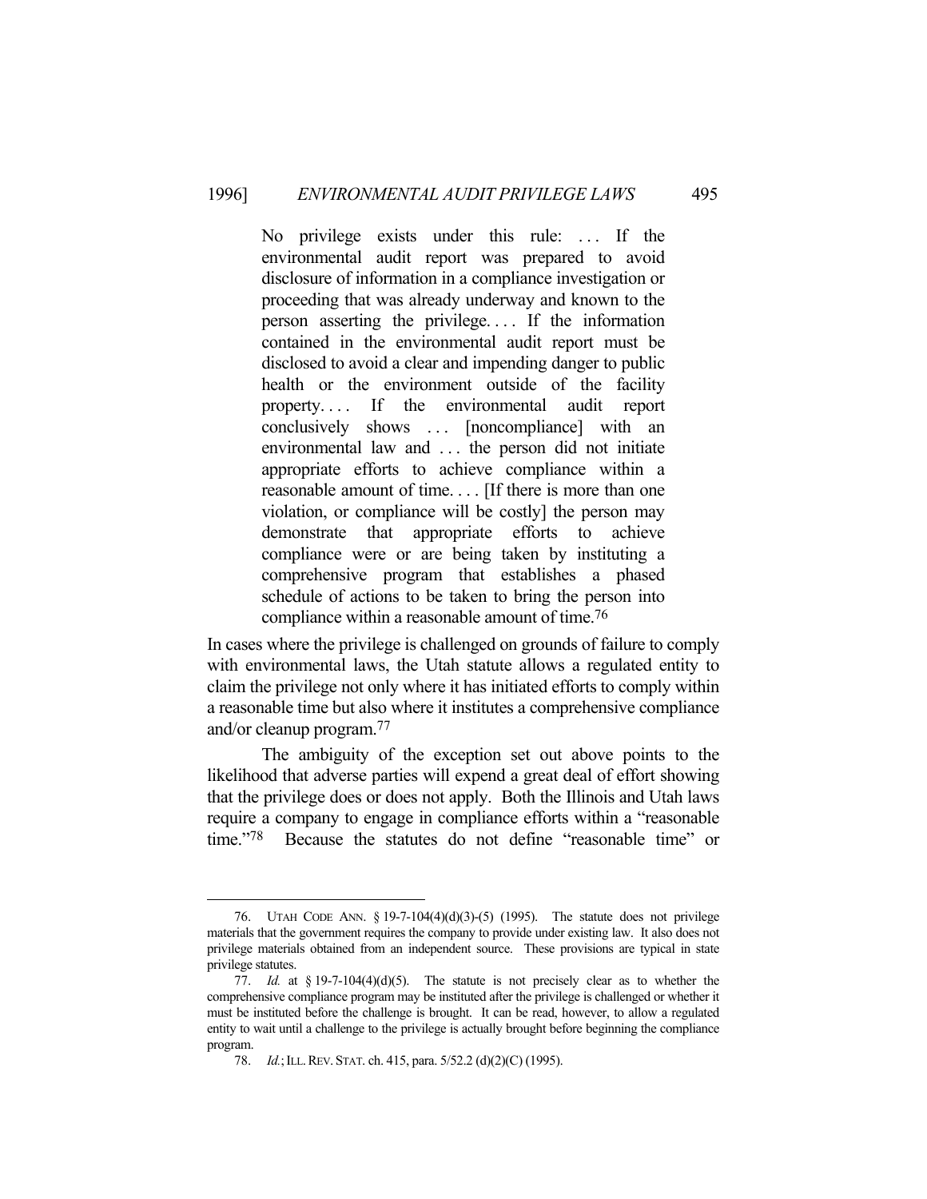> No privilege exists under this rule: . . . If the environmental audit report was prepared to avoid disclosure of information in a compliance investigation or proceeding that was already underway and known to the person asserting the privilege. . . . If the information contained in the environmental audit report must be disclosed to avoid a clear and impending danger to public health or the environment outside of the facility property. . . . If the environmental audit report conclusively shows . . . [noncompliance] with an environmental law and . . . the person did not initiate appropriate efforts to achieve compliance within a reasonable amount of time. . . . [If there is more than one violation, or compliance will be costly] the person may demonstrate that appropriate efforts to achieve compliance were or are being taken by instituting a comprehensive program that establishes a phased schedule of actions to be taken to bring the person into compliance within a reasonable amount of time.[76]

In cases where the privilege is challenged on grounds of failure to comply with environmental laws, the Utah statute allows a regulated entity to claim the privilege not only where it has initiated efforts to comply within a reasonable time but also where it institutes a comprehensive compliance and/or cleanup program.[77]

The ambiguity of the exception set out above points to the likelihood that adverse parties will expend a great deal of effort showing that the privilege does or does not apply. Both the Illinois and Utah laws require a company to engage in compliance efforts within a "reasonable time."[78] Because the statutes do not define "reasonable time" or

---

76. UTAH CODE ANN. § 19-7-104(4)(d)(3)-(5) (1995). The statute does not privilege materials that the government requires the company to provide under existing law. It also does not privilege materials obtained from an independent source. These provisions are typical in state privilege statutes.

77. *Id.* at § 19-7-104(4)(d)(5). The statute is not precisely clear as to whether the comprehensive compliance program may be instituted after the privilege is challenged or whether it must be instituted before the challenge is brought. It can be read, however, to allow a regulated entity to wait until a challenge to the privilege is actually brought before beginning the compliance program.

78. *Id.*; ILL. REV. STAT. ch. 415, para. 5/52.2 (d)(2)(C) (1995).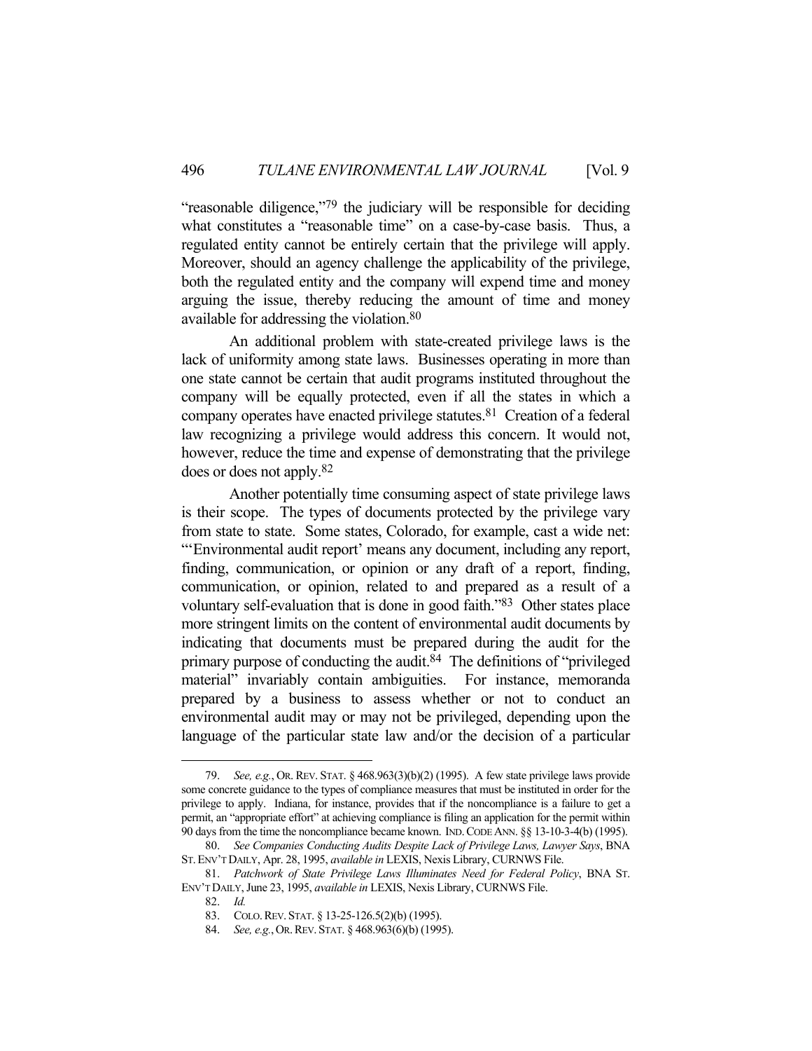"reasonable diligence,"[79] the judiciary will be responsible for deciding what constitutes a "reasonable time" on a case-by-case basis. Thus, a regulated entity cannot be entirely certain that the privilege will apply. Moreover, should an agency challenge the applicability of the privilege, both the regulated entity and the company will expend time and money arguing the issue, thereby reducing the amount of time and money available for addressing the violation.[80]

An additional problem with state-created privilege laws is the lack of uniformity among state laws. Businesses operating in more than one state cannot be certain that audit programs instituted throughout the company will be equally protected, even if all the states in which a company operates have enacted privilege statutes.[81] Creation of a federal law recognizing a privilege would address this concern. It would not, however, reduce the time and expense of demonstrating that the privilege does or does not apply.[82]

Another potentially time consuming aspect of state privilege laws is their scope. The types of documents protected by the privilege vary from state to state. Some states, Colorado, for example, cast a wide net: "'Environmental audit report' means any document, including any report, finding, communication, or opinion or any draft of a report, finding, communication, or opinion, related to and prepared as a result of a voluntary self-evaluation that is done in good faith."[83] Other states place more stringent limits on the content of environmental audit documents by indicating that documents must be prepared during the audit for the primary purpose of conducting the audit.[84] The definitions of "privileged material" invariably contain ambiguities. For instance, memoranda prepared by a business to assess whether or not to conduct an environmental audit may or may not be privileged, depending upon the language of the particular state law and/or the decision of a particular

---

79. *See, e.g.*, OR. REV. STAT. § 468.963(3)(b)(2) (1995). A few state privilege laws provide some concrete guidance to the types of compliance measures that must be instituted in order for the privilege to apply. Indiana, for instance, provides that if the noncompliance is a failure to get a permit, an "appropriate effort" at achieving compliance is filing an application for the permit within 90 days from the time the noncompliance became known. IND. CODE ANN. §§ 13-10-3-4(b) (1995).

80. *See Companies Conducting Audits Despite Lack of Privilege Laws, Lawyer Says*, BNA ST. ENV'T DAILY, Apr. 28, 1995, *available in* LEXIS, Nexis Library, CURNWS File.

81. *Patchwork of State Privilege Laws Illuminates Need for Federal Policy*, BNA ST. ENV'T DAILY, June 23, 1995, *available in* LEXIS, Nexis Library, CURNWS File.

82. *Id.*

83. COLO. REV. STAT. § 13-25-126.5(2)(b) (1995).

84. *See, e.g.*, OR. REV. STAT. § 468.963(6)(b) (1995).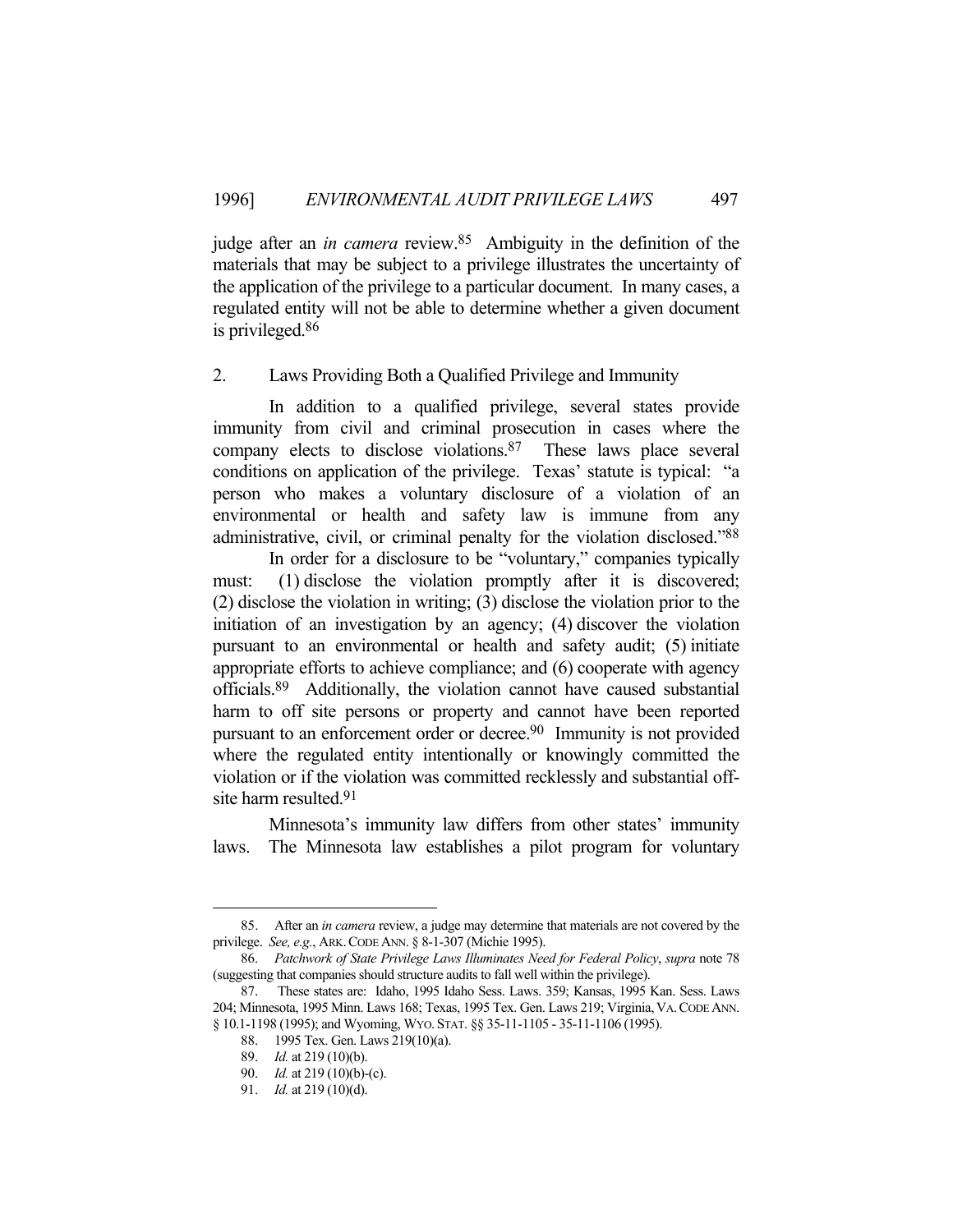judge after an *in camera* review.[85] Ambiguity in the definition of the materials that may be subject to a privilege illustrates the uncertainty of the application of the privilege to a particular document. In many cases, a regulated entity will not be able to determine whether a given document is privileged.[86]

### 2. Laws Providing Both a Qualified Privilege and Immunity

In addition to a qualified privilege, several states provide immunity from civil and criminal prosecution in cases where the company elects to disclose violations.[87] These laws place several conditions on application of the privilege. Texas' statute is typical: "a person who makes a voluntary disclosure of a violation of an environmental or health and safety law is immune from any administrative, civil, or criminal penalty for the violation disclosed."[88]

In order for a disclosure to be "voluntary," companies typically must: (1) disclose the violation promptly after it is discovered; (2) disclose the violation in writing; (3) disclose the violation prior to the initiation of an investigation by an agency; (4) discover the violation pursuant to an environmental or health and safety audit; (5) initiate appropriate efforts to achieve compliance; and (6) cooperate with agency officials.[89] Additionally, the violation cannot have caused substantial harm to off site persons or property and cannot have been reported pursuant to an enforcement order or decree.[90] Immunity is not provided where the regulated entity intentionally or knowingly committed the violation or if the violation was committed recklessly and substantial off-site harm resulted.[91]

Minnesota's immunity law differs from other states' immunity laws. The Minnesota law establishes a pilot program for voluntary

---

85. After an *in camera* review, a judge may determine that materials are not covered by the privilege. *See, e.g.*, ARK. CODE ANN. § 8-1-307 (Michie 1995).

86. *Patchwork of State Privilege Laws Illuminates Need for Federal Policy*, *supra* note 78 (suggesting that companies should structure audits to fall well within the privilege).

87. These states are: Idaho, 1995 Idaho Sess. Laws. 359; Kansas, 1995 Kan. Sess. Laws 204; Minnesota, 1995 Minn. Laws 168; Texas, 1995 Tex. Gen. Laws 219; Virginia, VA. CODE ANN. § 10.1-1198 (1995); and Wyoming, WYO. STAT. §§ 35-11-1105 - 35-11-1106 (1995).

88. 1995 Tex. Gen. Laws 219(10)(a).

89. *Id.* at 219 (10)(b).

90. *Id.* at 219 (10)(b)-(c).

91. *Id.* at 219 (10)(d).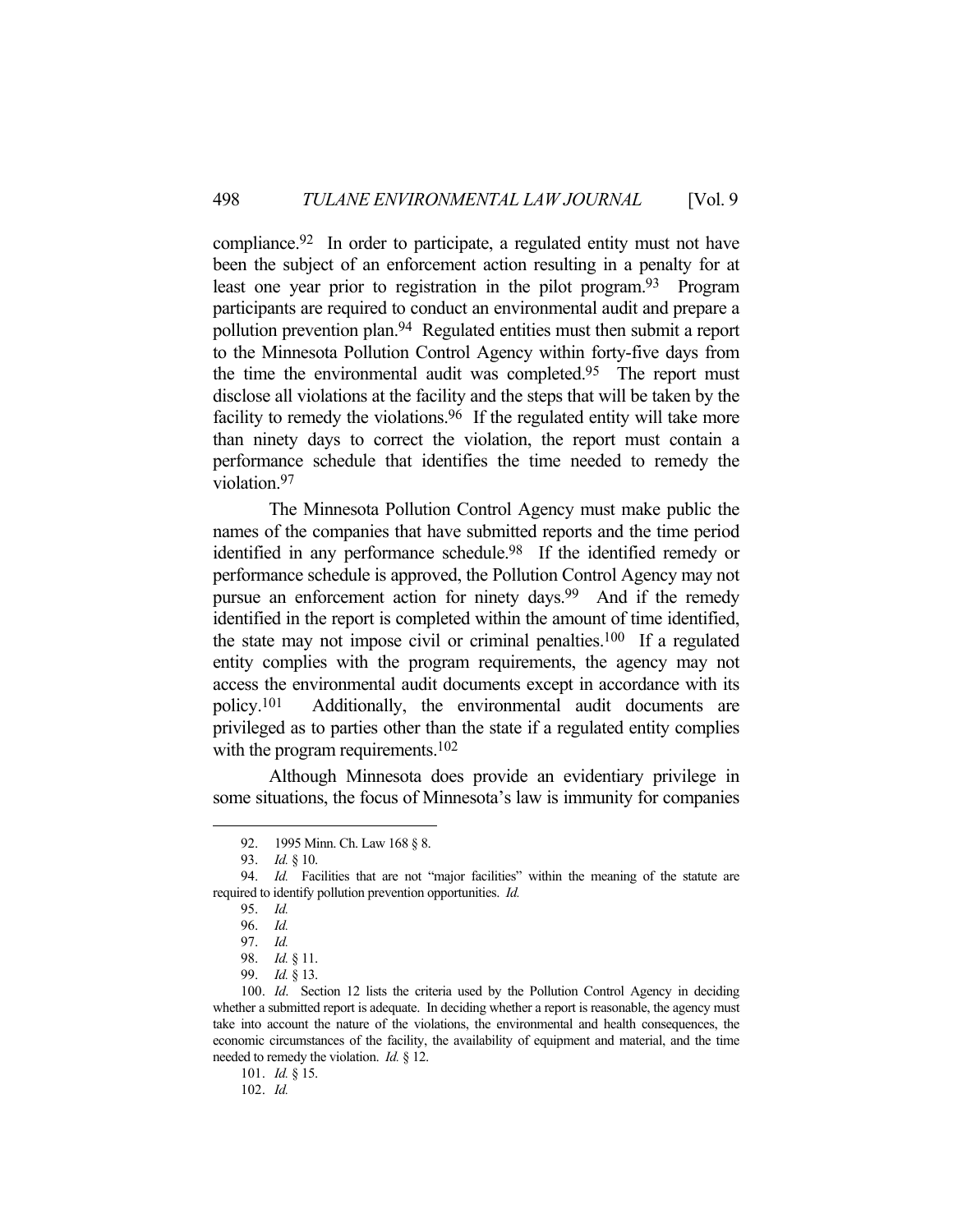compliance.[92] In order to participate, a regulated entity must not have been the subject of an enforcement action resulting in a penalty for at least one year prior to registration in the pilot program.[93] Program participants are required to conduct an environmental audit and prepare a pollution prevention plan.[94] Regulated entities must then submit a report to the Minnesota Pollution Control Agency within forty-five days from the time the environmental audit was completed.[95] The report must disclose all violations at the facility and the steps that will be taken by the facility to remedy the violations.[96] If the regulated entity will take more than ninety days to correct the violation, the report must contain a performance schedule that identifies the time needed to remedy the violation.[97]

The Minnesota Pollution Control Agency must make public the names of the companies that have submitted reports and the time period identified in any performance schedule.[98] If the identified remedy or performance schedule is approved, the Pollution Control Agency may not pursue an enforcement action for ninety days.[99] And if the remedy identified in the report is completed within the amount of time identified, the state may not impose civil or criminal penalties.[100] If a regulated entity complies with the program requirements, the agency may not access the environmental audit documents except in accordance with its policy.[101] Additionally, the environmental audit documents are privileged as to parties other than the state if a regulated entity complies with the program requirements.[102]

Although Minnesota does provide an evidentiary privilege in some situations, the focus of Minnesota's law is immunity for companies

---

92. 1995 Minn. Ch. Law 168 § 8.

93. *Id.* § 10.

94. *Id.* Facilities that are not "major facilities" within the meaning of the statute are required to identify pollution prevention opportunities. *Id.*

95. *Id.*

96. *Id.*

97. *Id.*

98. *Id.* § 11.

99. *Id.* § 13.

100. *Id.* Section 12 lists the criteria used by the Pollution Control Agency in deciding whether a submitted report is adequate. In deciding whether a report is reasonable, the agency must take into account the nature of the violations, the environmental and health consequences, the economic circumstances of the facility, the availability of equipment and material, and the time needed to remedy the violation. *Id.* § 12.

101. *Id.* § 15.

102. *Id.*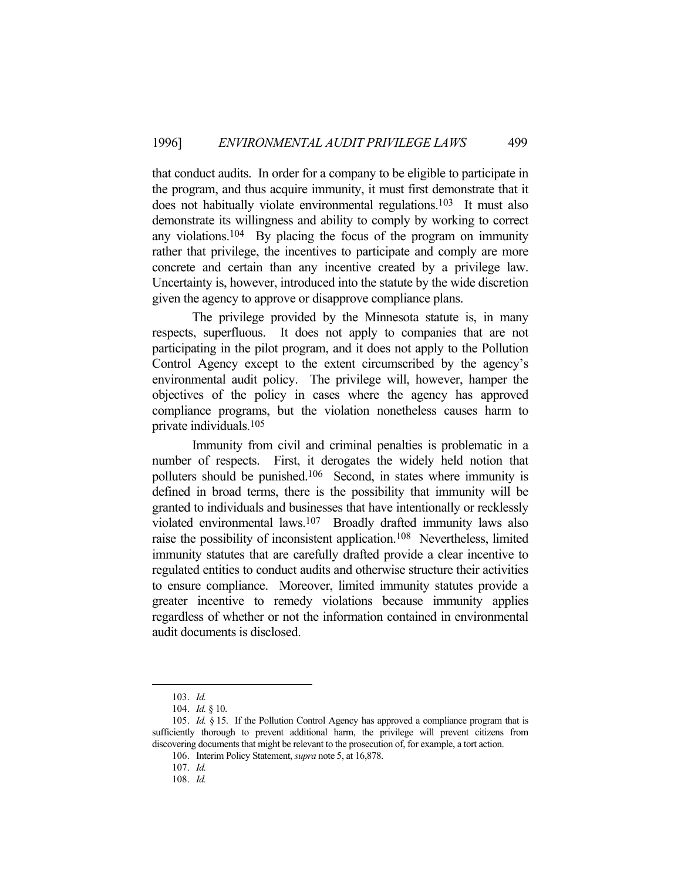that conduct audits. In order for a company to be eligible to participate in the program, and thus acquire immunity, it must first demonstrate that it does not habitually violate environmental regulations.[103] It must also demonstrate its willingness and ability to comply by working to correct any violations.[104] By placing the focus of the program on immunity rather that privilege, the incentives to participate and comply are more concrete and certain than any incentive created by a privilege law. Uncertainty is, however, introduced into the statute by the wide discretion given the agency to approve or disapprove compliance plans.

The privilege provided by the Minnesota statute is, in many respects, superfluous. It does not apply to companies that are not participating in the pilot program, and it does not apply to the Pollution Control Agency except to the extent circumscribed by the agency's environmental audit policy. The privilege will, however, hamper the objectives of the policy in cases where the agency has approved compliance programs, but the violation nonetheless causes harm to private individuals.[105]

Immunity from civil and criminal penalties is problematic in a number of respects. First, it derogates the widely held notion that polluters should be punished.[106] Second, in states where immunity is defined in broad terms, there is the possibility that immunity will be granted to individuals and businesses that have intentionally or recklessly violated environmental laws.[107] Broadly drafted immunity laws also raise the possibility of inconsistent application.[108] Nevertheless, limited immunity statutes that are carefully drafted provide a clear incentive to regulated entities to conduct audits and otherwise structure their activities to ensure compliance. Moreover, limited immunity statutes provide a greater incentive to remedy violations because immunity applies regardless of whether or not the information contained in environmental audit documents is disclosed.

---

103. *Id.*

104. *Id.* § 10.

105. *Id.* § 15. If the Pollution Control Agency has approved a compliance program that is sufficiently thorough to prevent additional harm, the privilege will prevent citizens from discovering documents that might be relevant to the prosecution of, for example, a tort action.

106. Interim Policy Statement, *supra* note 5, at 16,878.

107. *Id.*

108. *Id.*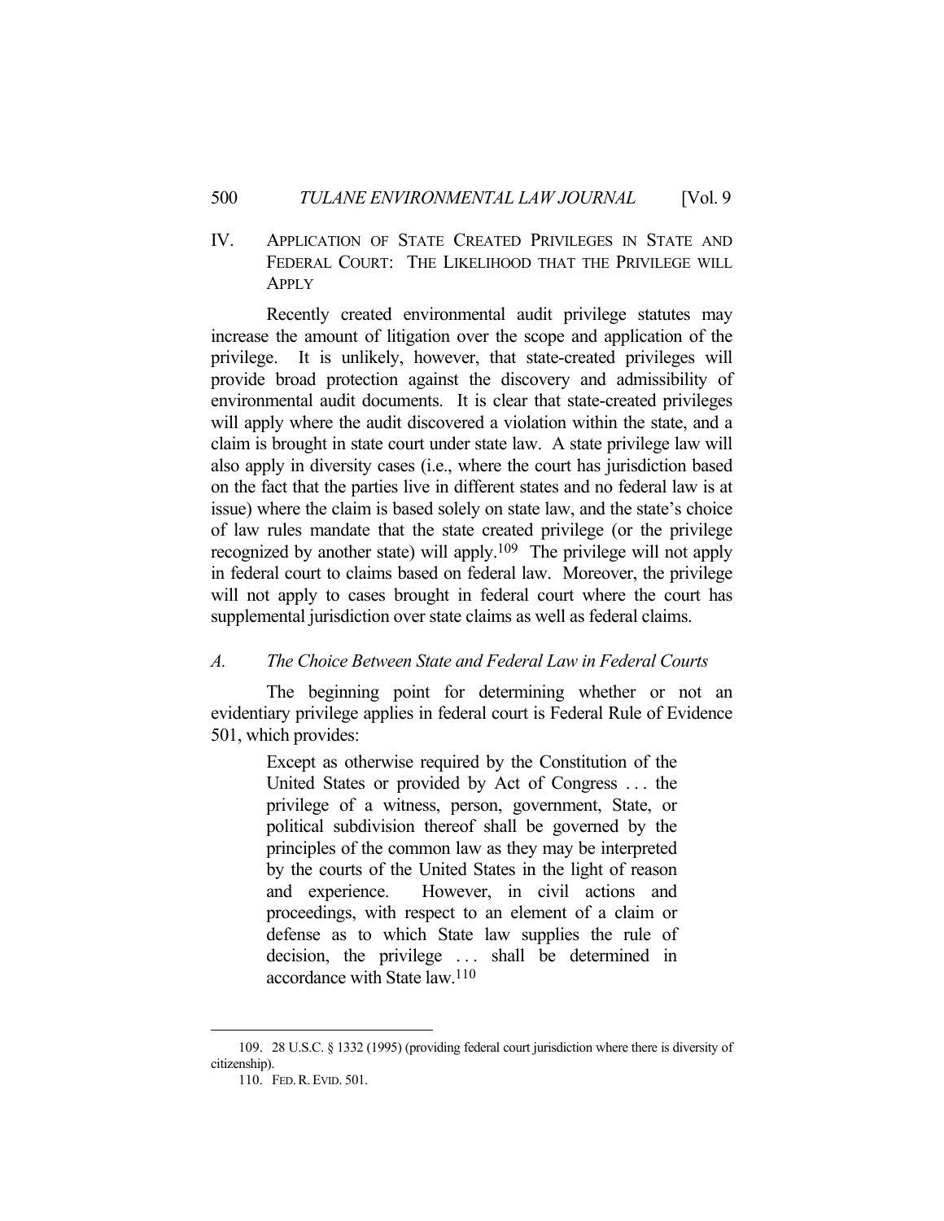## IV. Application of State Created Privileges in State and Federal Court: The Likelihood that the Privilege will Apply

Recently created environmental audit privilege statutes may increase the amount of litigation over the scope and application of the privilege. It is unlikely, however, that state-created privileges will provide broad protection against the discovery and admissibility of environmental audit documents. It is clear that state-created privileges will apply where the audit discovered a violation within the state, and a claim is brought in state court under state law. A state privilege law will also apply in diversity cases (i.e., where the court has jurisdiction based on the fact that the parties live in different states and no federal law is at issue) where the claim is based solely on state law, and the state's choice of law rules mandate that the state created privilege (or the privilege recognized by another state) will apply.[109] The privilege will not apply in federal court to claims based on federal law. Moreover, the privilege will not apply to cases brought in federal court where the court has supplemental jurisdiction over state claims as well as federal claims.

### A. *The Choice Between State and Federal Law in Federal Courts*

The beginning point for determining whether or not an evidentiary privilege applies in federal court is Federal Rule of Evidence 501, which provides:

> Except as otherwise required by the Constitution of the United States or provided by Act of Congress . . . the privilege of a witness, person, government, State, or political subdivision thereof shall be governed by the principles of the common law as they may be interpreted by the courts of the United States in the light of reason and experience. However, in civil actions and proceedings, with respect to an element of a claim or defense as to which State law supplies the rule of decision, the privilege . . . shall be determined in accordance with State law.[110]

---

109. 28 U.S.C. § 1332 (1995) (providing federal court jurisdiction where there is diversity of citizenship).

110. FED. R. EVID. 501.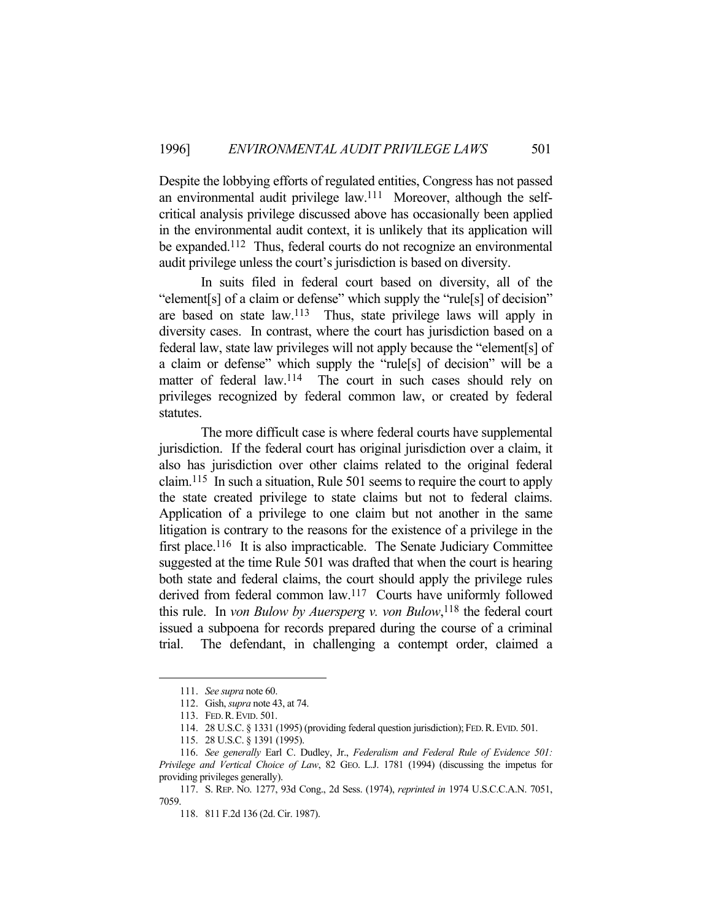Despite the lobbying efforts of regulated entities, Congress has not passed an environmental audit privilege law.[111] Moreover, although the self-critical analysis privilege discussed above has occasionally been applied in the environmental audit context, it is unlikely that its application will be expanded.[112] Thus, federal courts do not recognize an environmental audit privilege unless the court's jurisdiction is based on diversity.

In suits filed in federal court based on diversity, all of the "element[s] of a claim or defense" which supply the "rule[s] of decision" are based on state law.[113] Thus, state privilege laws will apply in diversity cases. In contrast, where the court has jurisdiction based on a federal law, state law privileges will not apply because the "element[s] of a claim or defense" which supply the "rule[s] of decision" will be a matter of federal law.[114] The court in such cases should rely on privileges recognized by federal common law, or created by federal statutes.

The more difficult case is where federal courts have supplemental jurisdiction. If the federal court has original jurisdiction over a claim, it also has jurisdiction over other claims related to the original federal claim.[115] In such a situation, Rule 501 seems to require the court to apply the state created privilege to state claims but not to federal claims. Application of a privilege to one claim but not another in the same litigation is contrary to the reasons for the existence of a privilege in the first place.[116] It is also impracticable. The Senate Judiciary Committee suggested at the time Rule 501 was drafted that when the court is hearing both state and federal claims, the court should apply the privilege rules derived from federal common law.[117] Courts have uniformly followed this rule. In *von Bulow by Auersperg v. von Bulow*,[118] the federal court issued a subpoena for records prepared during the course of a criminal trial. The defendant, in challenging a contempt order, claimed a

---

111. *See supra* note 60.

112. Gish, *supra* note 43, at 74.

113. FED. R. EVID. 501.

114. 28 U.S.C. § 1331 (1995) (providing federal question jurisdiction); FED. R. EVID. 501.

115. 28 U.S.C. § 1391 (1995).

116. *See generally* Earl C. Dudley, Jr., *Federalism and Federal Rule of Evidence 501: Privilege and Vertical Choice of Law*, 82 GEO. L.J. 1781 (1994) (discussing the impetus for providing privileges generally).

117. S. REP. NO. 1277, 93d Cong., 2d Sess. (1974), *reprinted in* 1974 U.S.C.C.A.N. 7051, 7059.

118. 811 F.2d 136 (2d. Cir. 1987).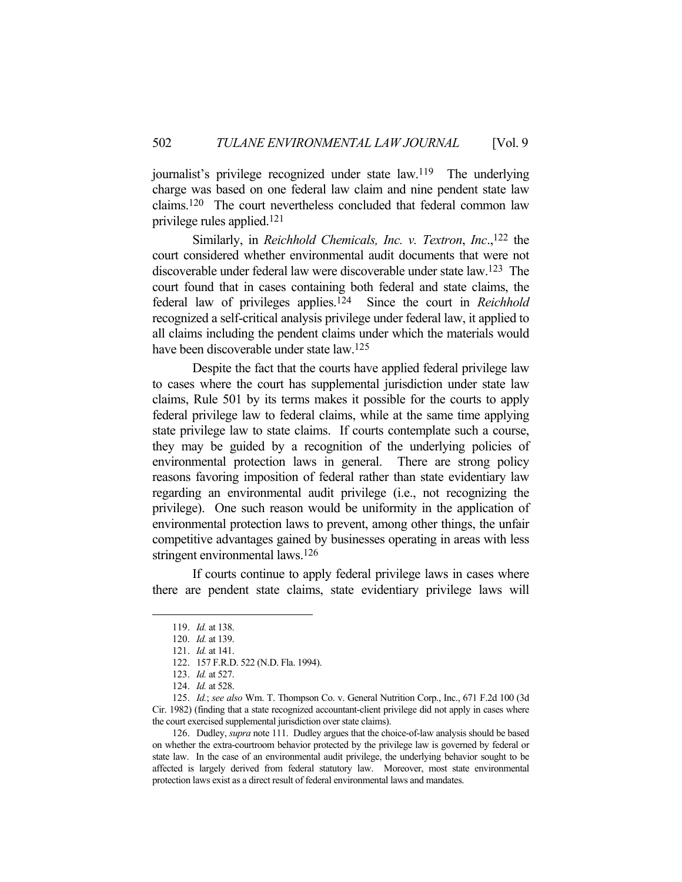journalist's privilege recognized under state law.[119] The underlying charge was based on one federal law claim and nine pendent state law claims.[120] The court nevertheless concluded that federal common law privilege rules applied.[121]

Similarly, in *Reichhold Chemicals, Inc. v. Textron*, *Inc*.,[122] the court considered whether environmental audit documents that were not discoverable under federal law were discoverable under state law.[123] The court found that in cases containing both federal and state claims, the federal law of privileges applies.[124] Since the court in *Reichhold* recognized a self-critical analysis privilege under federal law, it applied to all claims including the pendent claims under which the materials would have been discoverable under state law.[125]

Despite the fact that the courts have applied federal privilege law to cases where the court has supplemental jurisdiction under state law claims, Rule 501 by its terms makes it possible for the courts to apply federal privilege law to federal claims, while at the same time applying state privilege law to state claims. If courts contemplate such a course, they may be guided by a recognition of the underlying policies of environmental protection laws in general. There are strong policy reasons favoring imposition of federal rather than state evidentiary law regarding an environmental audit privilege (i.e., not recognizing the privilege). One such reason would be uniformity in the application of environmental protection laws to prevent, among other things, the unfair competitive advantages gained by businesses operating in areas with less stringent environmental laws.[126]

If courts continue to apply federal privilege laws in cases where there are pendent state claims, state evidentiary privilege laws will

---

119. *Id.* at 138.

120. *Id.* at 139.

121. *Id.* at 141.

122. 157 F.R.D. 522 (N.D. Fla. 1994).

123. *Id.* at 527.

124. *Id.* at 528.

125. *Id.*; *see also* Wm. T. Thompson Co. v. General Nutrition Corp., Inc., 671 F.2d 100 (3d Cir. 1982) (finding that a state recognized accountant-client privilege did not apply in cases where the court exercised supplemental jurisdiction over state claims).

126. Dudley, *supra* note 111. Dudley argues that the choice-of-law analysis should be based on whether the extra-courtroom behavior protected by the privilege law is governed by federal or state law. In the case of an environmental audit privilege, the underlying behavior sought to be affected is largely derived from federal statutory law. Moreover, most state environmental protection laws exist as a direct result of federal environmental laws and mandates.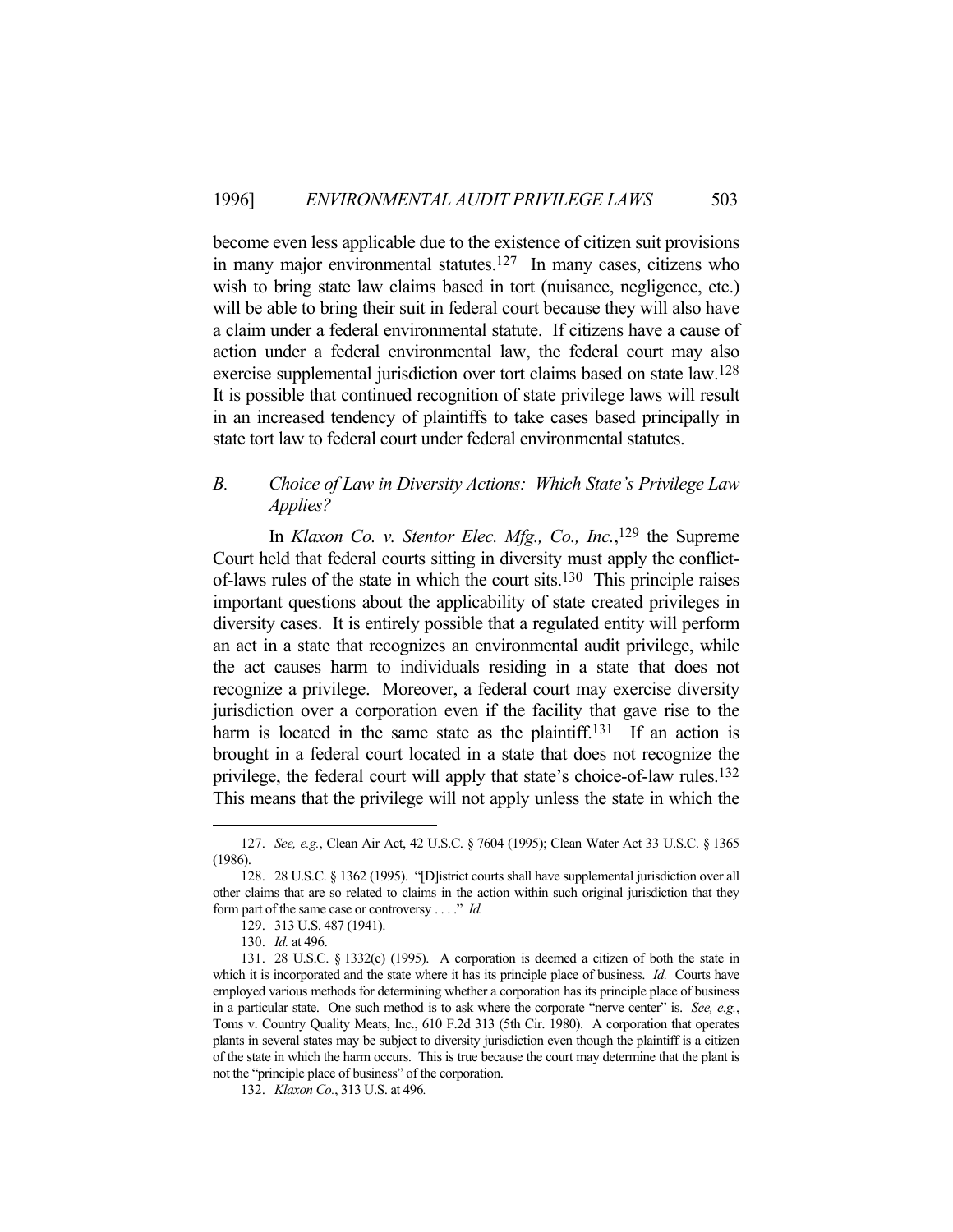become even less applicable due to the existence of citizen suit provisions in many major environmental statutes.[127] In many cases, citizens who wish to bring state law claims based in tort (nuisance, negligence, etc.) will be able to bring their suit in federal court because they will also have a claim under a federal environmental statute. If citizens have a cause of action under a federal environmental law, the federal court may also exercise supplemental jurisdiction over tort claims based on state law.[128] It is possible that continued recognition of state privilege laws will result in an increased tendency of plaintiffs to take cases based principally in state tort law to federal court under federal environmental statutes.

### *B. Choice of Law in Diversity Actions: Which State's Privilege Law Applies?*

In *Klaxon Co. v. Stentor Elec. Mfg., Co., Inc.*,[129] the Supreme Court held that federal courts sitting in diversity must apply the conflict-of-laws rules of the state in which the court sits.[130] This principle raises important questions about the applicability of state created privileges in diversity cases. It is entirely possible that a regulated entity will perform an act in a state that recognizes an environmental audit privilege, while the act causes harm to individuals residing in a state that does not recognize a privilege. Moreover, a federal court may exercise diversity jurisdiction over a corporation even if the facility that gave rise to the harm is located in the same state as the plaintiff.[131] If an action is brought in a federal court located in a state that does not recognize the privilege, the federal court will apply that state's choice-of-law rules.[132] This means that the privilege will not apply unless the state in which the

---

127. *See, e.g.*, Clean Air Act, 42 U.S.C. § 7604 (1995); Clean Water Act 33 U.S.C. § 1365 (1986).

128. 28 U.S.C. § 1362 (1995). "[D]istrict courts shall have supplemental jurisdiction over all other claims that are so related to claims in the action within such original jurisdiction that they form part of the same case or controversy . . . ." *Id.*

129. 313 U.S. 487 (1941).

130. *Id.* at 496.

131. 28 U.S.C. § 1332(c) (1995). A corporation is deemed a citizen of both the state in which it is incorporated and the state where it has its principle place of business. *Id.* Courts have employed various methods for determining whether a corporation has its principle place of business in a particular state. One such method is to ask where the corporate "nerve center" is. *See, e.g.*, Toms v. Country Quality Meats, Inc., 610 F.2d 313 (5th Cir. 1980). A corporation that operates plants in several states may be subject to diversity jurisdiction even though the plaintiff is a citizen of the state in which the harm occurs. This is true because the court may determine that the plant is not the "principle place of business" of the corporation.

132. *Klaxon Co.*, 313 U.S. at 496.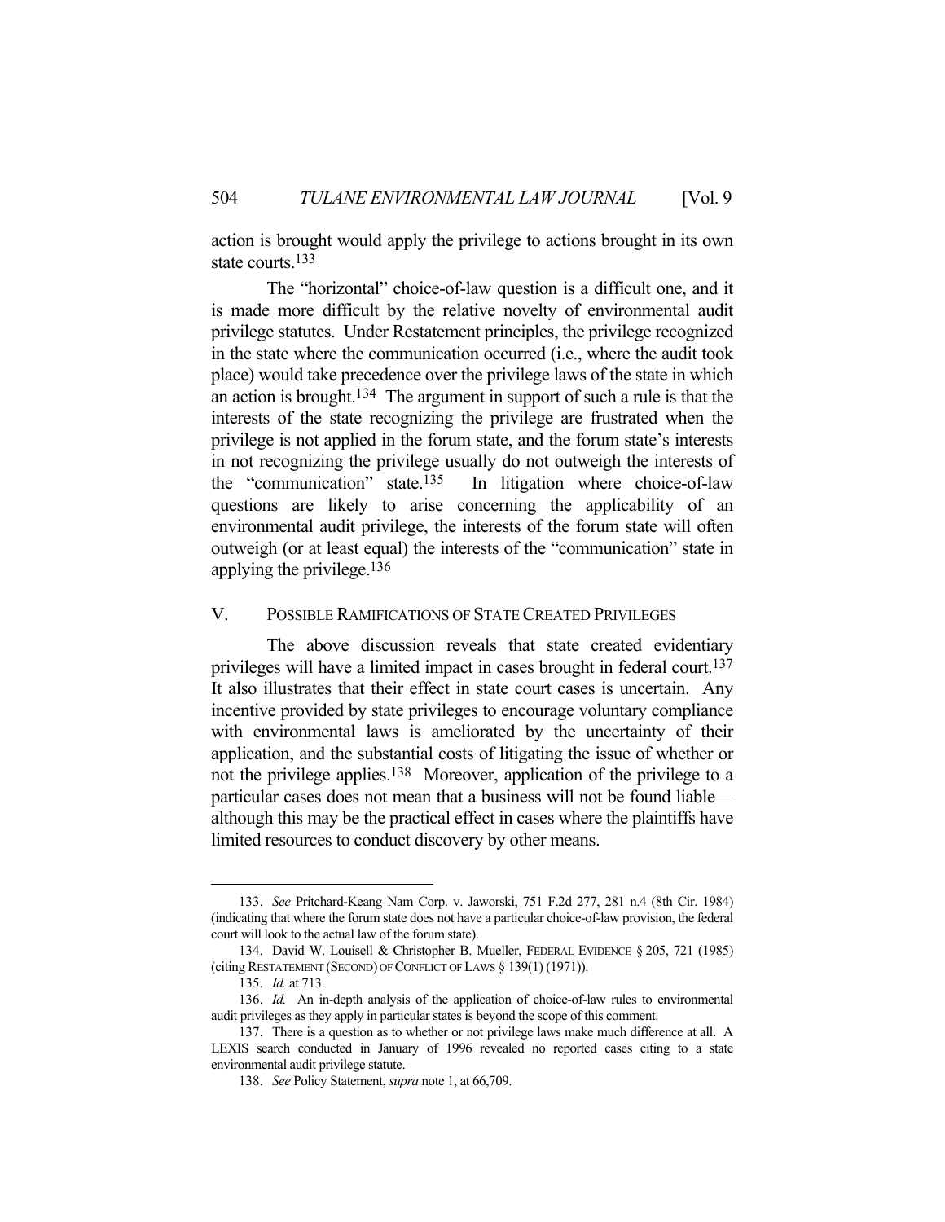action is brought would apply the privilege to actions brought in its own state courts.[133]

The "horizontal" choice-of-law question is a difficult one, and it is made more difficult by the relative novelty of environmental audit privilege statutes. Under Restatement principles, the privilege recognized in the state where the communication occurred (i.e., where the audit took place) would take precedence over the privilege laws of the state in which an action is brought.[134] The argument in support of such a rule is that the interests of the state recognizing the privilege are frustrated when the privilege is not applied in the forum state, and the forum state's interests in not recognizing the privilege usually do not outweigh the interests of the "communication" state.[135] In litigation where choice-of-law questions are likely to arise concerning the applicability of an environmental audit privilege, the interests of the forum state will often outweigh (or at least equal) the interests of the "communication" state in applying the privilege.[136]

## V. POSSIBLE RAMIFICATIONS OF STATE CREATED PRIVILEGES

The above discussion reveals that state created evidentiary privileges will have a limited impact in cases brought in federal court.[137] It also illustrates that their effect in state court cases is uncertain. Any incentive provided by state privileges to encourage voluntary compliance with environmental laws is ameliorated by the uncertainty of their application, and the substantial costs of litigating the issue of whether or not the privilege applies.[138] Moreover, application of the privilege to a particular cases does not mean that a business will not be found liable—although this may be the practical effect in cases where the plaintiffs have limited resources to conduct discovery by other means.

---

133. *See* Pritchard-Keang Nam Corp. v. Jaworski, 751 F.2d 277, 281 n.4 (8th Cir. 1984) (indicating that where the forum state does not have a particular choice-of-law provision, the federal court will look to the actual law of the forum state).

134. David W. Louisell & Christopher B. Mueller, FEDERAL EVIDENCE § 205, 721 (1985) (citing RESTATEMENT (SECOND) OF CONFLICT OF LAWS § 139(1) (1971)).

135. *Id.* at 713.

136. *Id.* An in-depth analysis of the application of choice-of-law rules to environmental audit privileges as they apply in particular states is beyond the scope of this comment.

137. There is a question as to whether or not privilege laws make much difference at all. A LEXIS search conducted in January of 1996 revealed no reported cases citing to a state environmental audit privilege statute.

138. *See* Policy Statement, *supra* note 1, at 66,709.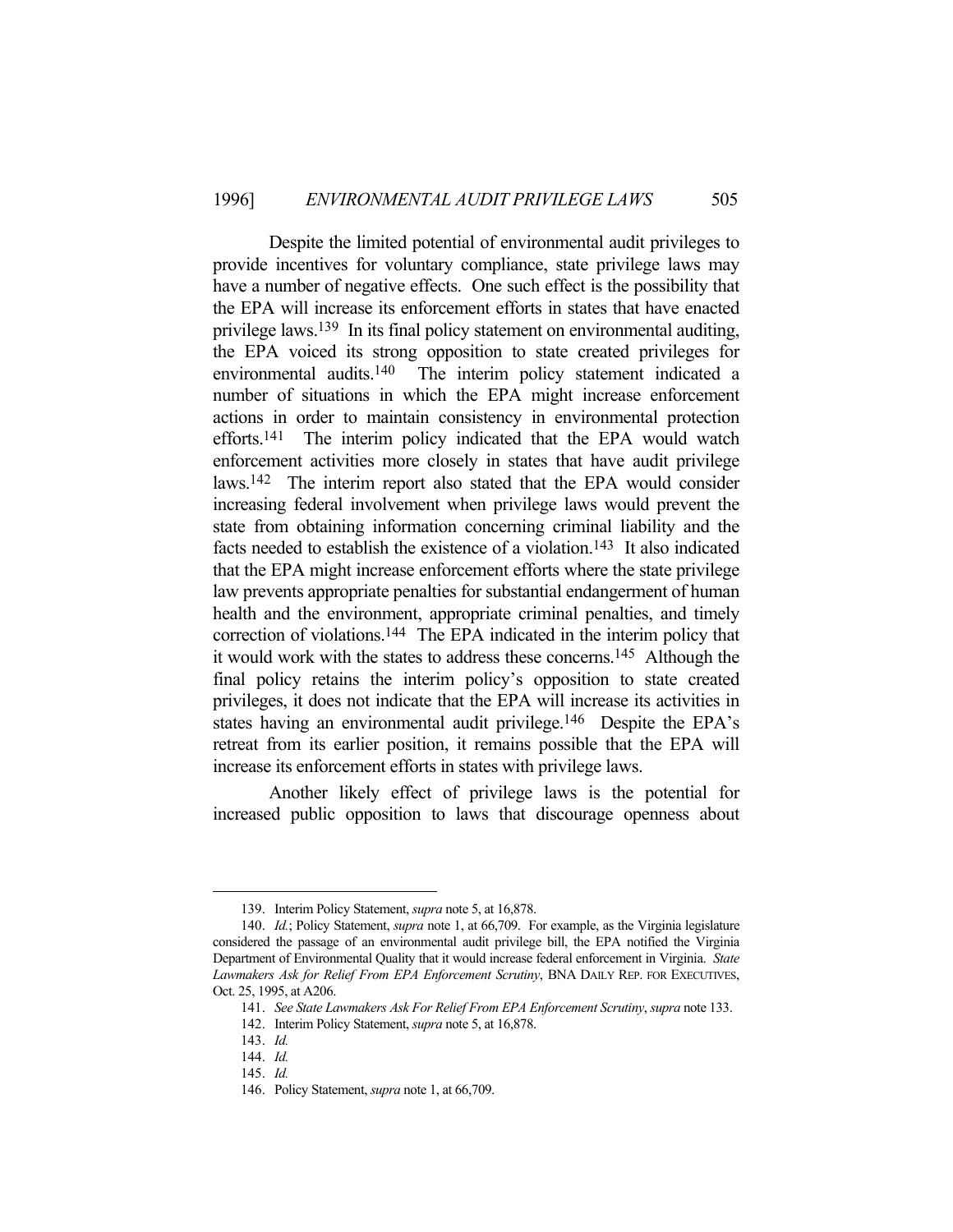Despite the limited potential of environmental audit privileges to provide incentives for voluntary compliance, state privilege laws may have a number of negative effects. One such effect is the possibility that the EPA will increase its enforcement efforts in states that have enacted privilege laws.[139] In its final policy statement on environmental auditing, the EPA voiced its strong opposition to state created privileges for environmental audits.[140] The interim policy statement indicated a number of situations in which the EPA might increase enforcement actions in order to maintain consistency in environmental protection efforts.[141] The interim policy indicated that the EPA would watch enforcement activities more closely in states that have audit privilege laws.[142] The interim report also stated that the EPA would consider increasing federal involvement when privilege laws would prevent the state from obtaining information concerning criminal liability and the facts needed to establish the existence of a violation.[143] It also indicated that the EPA might increase enforcement efforts where the state privilege law prevents appropriate penalties for substantial endangerment of human health and the environment, appropriate criminal penalties, and timely correction of violations.[144] The EPA indicated in the interim policy that it would work with the states to address these concerns.[145] Although the final policy retains the interim policy's opposition to state created privileges, it does not indicate that the EPA will increase its activities in states having an environmental audit privilege.[146] Despite the EPA's retreat from its earlier position, it remains possible that the EPA will increase its enforcement efforts in states with privilege laws.

Another likely effect of privilege laws is the potential for increased public opposition to laws that discourage openness about

---

139. Interim Policy Statement, *supra* note 5, at 16,878.

140. *Id.*; Policy Statement, *supra* note 1, at 66,709. For example, as the Virginia legislature considered the passage of an environmental audit privilege bill, the EPA notified the Virginia Department of Environmental Quality that it would increase federal enforcement in Virginia. *State Lawmakers Ask for Relief From EPA Enforcement Scrutiny*, BNA DAILY REP. FOR EXECUTIVES, Oct. 25, 1995, at A206.

141. *See State Lawmakers Ask For Relief From EPA Enforcement Scrutiny*, *supra* note 133.

142. Interim Policy Statement, *supra* note 5, at 16,878.

143. *Id.*

144. *Id.*

145. *Id.*

146. Policy Statement, *supra* note 1, at 66,709.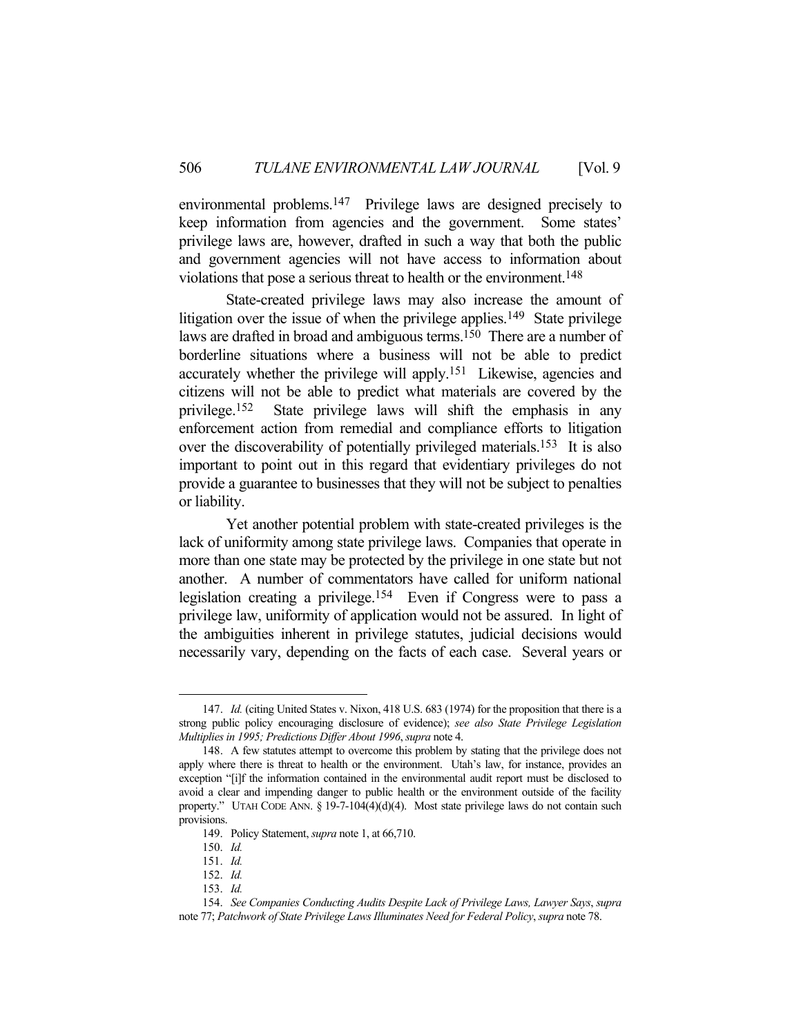environmental problems.[147] Privilege laws are designed precisely to keep information from agencies and the government. Some states' privilege laws are, however, drafted in such a way that both the public and government agencies will not have access to information about violations that pose a serious threat to health or the environment.[148]

State-created privilege laws may also increase the amount of litigation over the issue of when the privilege applies.[149] State privilege laws are drafted in broad and ambiguous terms.[150] There are a number of borderline situations where a business will not be able to predict accurately whether the privilege will apply.[151] Likewise, agencies and citizens will not be able to predict what materials are covered by the privilege.[152] State privilege laws will shift the emphasis in any enforcement action from remedial and compliance efforts to litigation over the discoverability of potentially privileged materials.[153] It is also important to point out in this regard that evidentiary privileges do not provide a guarantee to businesses that they will not be subject to penalties or liability.

Yet another potential problem with state-created privileges is the lack of uniformity among state privilege laws. Companies that operate in more than one state may be protected by the privilege in one state but not another. A number of commentators have called for uniform national legislation creating a privilege.[154] Even if Congress were to pass a privilege law, uniformity of application would not be assured. In light of the ambiguities inherent in privilege statutes, judicial decisions would necessarily vary, depending on the facts of each case. Several years or

---

147. *Id.* (citing United States v. Nixon, 418 U.S. 683 (1974) for the proposition that there is a strong public policy encouraging disclosure of evidence); *see also State Privilege Legislation Multiplies in 1995; Predictions Differ About 1996*, *supra* note 4.

148. A few statutes attempt to overcome this problem by stating that the privilege does not apply where there is threat to health or the environment. Utah's law, for instance, provides an exception "[i]f the information contained in the environmental audit report must be disclosed to avoid a clear and impending danger to public health or the environment outside of the facility property." UTAH CODE ANN. § 19-7-104(4)(d)(4). Most state privilege laws do not contain such provisions.

149. Policy Statement, *supra* note 1, at 66,710.

150. *Id.*

151. *Id.*

152. *Id.*

153. *Id.*

154. *See Companies Conducting Audits Despite Lack of Privilege Laws, Lawyer Says*, *supra* note 77; *Patchwork of State Privilege Laws Illuminates Need for Federal Policy*, *supra* note 78.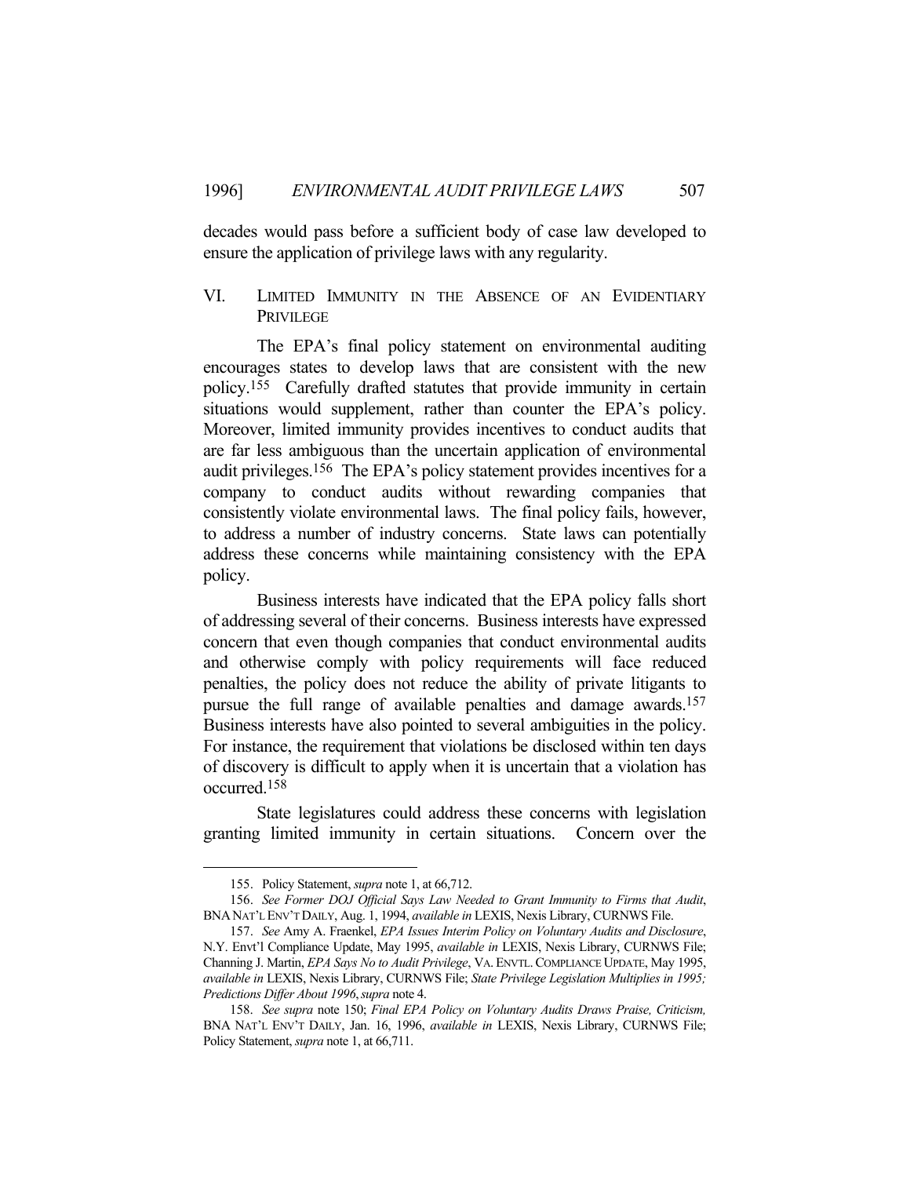decades would pass before a sufficient body of case law developed to ensure the application of privilege laws with any regularity.

## VI. LIMITED IMMUNITY IN THE ABSENCE OF AN EVIDENTIARY PRIVILEGE

The EPA's final policy statement on environmental auditing encourages states to develop laws that are consistent with the new policy.[155] Carefully drafted statutes that provide immunity in certain situations would supplement, rather than counter the EPA's policy. Moreover, limited immunity provides incentives to conduct audits that are far less ambiguous than the uncertain application of environmental audit privileges.[156] The EPA's policy statement provides incentives for a company to conduct audits without rewarding companies that consistently violate environmental laws. The final policy fails, however, to address a number of industry concerns. State laws can potentially address these concerns while maintaining consistency with the EPA policy.

Business interests have indicated that the EPA policy falls short of addressing several of their concerns. Business interests have expressed concern that even though companies that conduct environmental audits and otherwise comply with policy requirements will face reduced penalties, the policy does not reduce the ability of private litigants to pursue the full range of available penalties and damage awards.[157] Business interests have also pointed to several ambiguities in the policy. For instance, the requirement that violations be disclosed within ten days of discovery is difficult to apply when it is uncertain that a violation has occurred.[158]

State legislatures could address these concerns with legislation granting limited immunity in certain situations. Concern over the

---

155. Policy Statement, *supra* note 1, at 66,712.

156. *See Former DOJ Official Says Law Needed to Grant Immunity to Firms that Audit*, BNA NAT'L ENV'T DAILY, Aug. 1, 1994, *available in* LEXIS, Nexis Library, CURNWS File.

157. *See* Amy A. Fraenkel, *EPA Issues Interim Policy on Voluntary Audits and Disclosure*, N.Y. Envt'l Compliance Update, May 1995, *available in* LEXIS, Nexis Library, CURNWS File; Channing J. Martin, *EPA Says No to Audit Privilege*, VA. ENVTL. COMPLIANCE UPDATE, May 1995, *available in* LEXIS, Nexis Library, CURNWS File; *State Privilege Legislation Multiplies in 1995; Predictions Differ About 1996*, *supra* note 4.

158. *See supra* note 150; *Final EPA Policy on Voluntary Audits Draws Praise, Criticism,* BNA NAT'L ENV'T DAILY, Jan. 16, 1996, *available in* LEXIS, Nexis Library, CURNWS File; Policy Statement, *supra* note 1, at 66,711.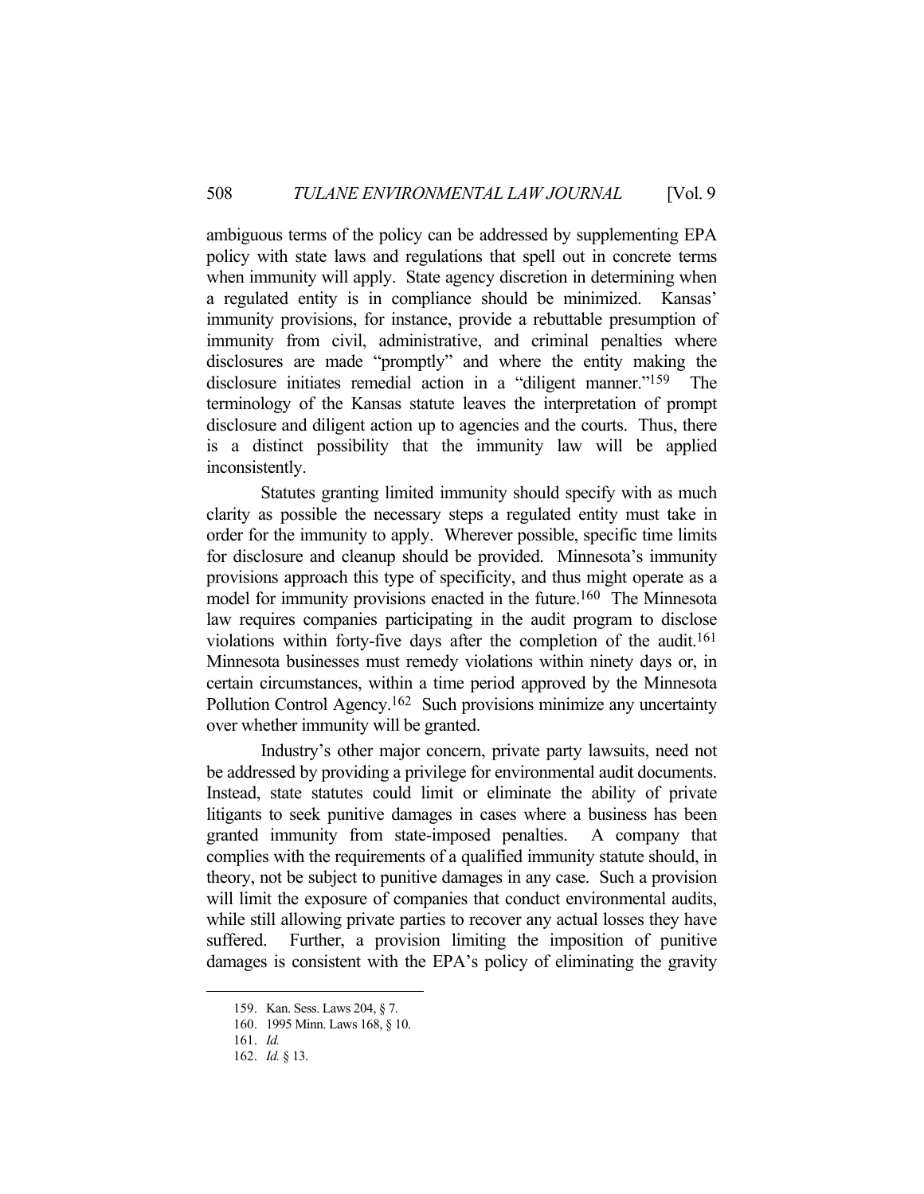ambiguous terms of the policy can be addressed by supplementing EPA policy with state laws and regulations that spell out in concrete terms when immunity will apply. State agency discretion in determining when a regulated entity is in compliance should be minimized. Kansas' immunity provisions, for instance, provide a rebuttable presumption of immunity from civil, administrative, and criminal penalties where disclosures are made "promptly" and where the entity making the disclosure initiates remedial action in a "diligent manner."[159] The terminology of the Kansas statute leaves the interpretation of prompt disclosure and diligent action up to agencies and the courts. Thus, there is a distinct possibility that the immunity law will be applied inconsistently.

Statutes granting limited immunity should specify with as much clarity as possible the necessary steps a regulated entity must take in order for the immunity to apply. Wherever possible, specific time limits for disclosure and cleanup should be provided. Minnesota's immunity provisions approach this type of specificity, and thus might operate as a model for immunity provisions enacted in the future.[160] The Minnesota law requires companies participating in the audit program to disclose violations within forty-five days after the completion of the audit.[161] Minnesota businesses must remedy violations within ninety days or, in certain circumstances, within a time period approved by the Minnesota Pollution Control Agency.[162] Such provisions minimize any uncertainty over whether immunity will be granted.

Industry's other major concern, private party lawsuits, need not be addressed by providing a privilege for environmental audit documents. Instead, state statutes could limit or eliminate the ability of private litigants to seek punitive damages in cases where a business has been granted immunity from state-imposed penalties. A company that complies with the requirements of a qualified immunity statute should, in theory, not be subject to punitive damages in any case. Such a provision will limit the exposure of companies that conduct environmental audits, while still allowing private parties to recover any actual losses they have suffered. Further, a provision limiting the imposition of punitive damages is consistent with the EPA's policy of eliminating the gravity

---

159. Kan. Sess. Laws 204, § 7.

160. 1995 Minn. Laws 168, § 10.

161. *Id.*

162. *Id.* § 13.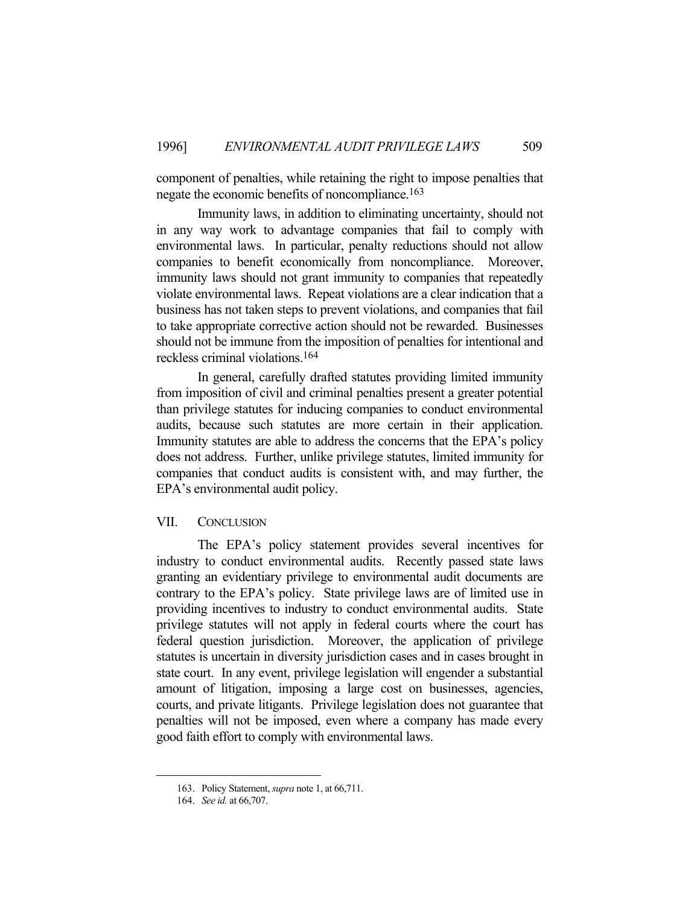component of penalties, while retaining the right to impose penalties that negate the economic benefits of noncompliance.[163]

Immunity laws, in addition to eliminating uncertainty, should not in any way work to advantage companies that fail to comply with environmental laws. In particular, penalty reductions should not allow companies to benefit economically from noncompliance. Moreover, immunity laws should not grant immunity to companies that repeatedly violate environmental laws. Repeat violations are a clear indication that a business has not taken steps to prevent violations, and companies that fail to take appropriate corrective action should not be rewarded. Businesses should not be immune from the imposition of penalties for intentional and reckless criminal violations.[164]

In general, carefully drafted statutes providing limited immunity from imposition of civil and criminal penalties present a greater potential than privilege statutes for inducing companies to conduct environmental audits, because such statutes are more certain in their application. Immunity statutes are able to address the concerns that the EPA's policy does not address. Further, unlike privilege statutes, limited immunity for companies that conduct audits is consistent with, and may further, the EPA's environmental audit policy.

## VII. CONCLUSION

The EPA's policy statement provides several incentives for industry to conduct environmental audits. Recently passed state laws granting an evidentiary privilege to environmental audit documents are contrary to the EPA's policy. State privilege laws are of limited use in providing incentives to industry to conduct environmental audits. State privilege statutes will not apply in federal courts where the court has federal question jurisdiction. Moreover, the application of privilege statutes is uncertain in diversity jurisdiction cases and in cases brought in state court. In any event, privilege legislation will engender a substantial amount of litigation, imposing a large cost on businesses, agencies, courts, and private litigants. Privilege legislation does not guarantee that penalties will not be imposed, even where a company has made every good faith effort to comply with environmental laws.

---

163. Policy Statement, *supra* note 1, at 66,711.

164. *See id.* at 66,707.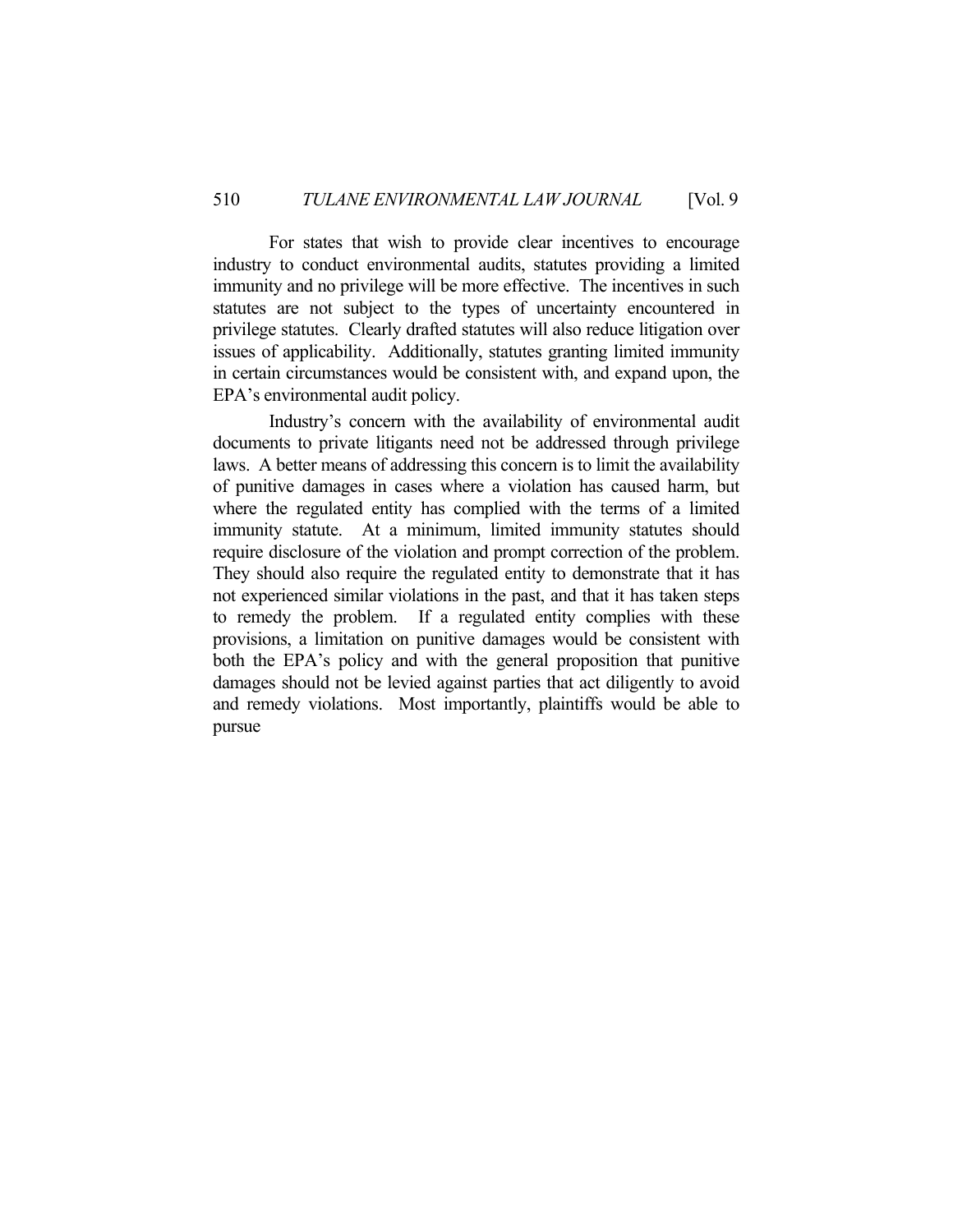For states that wish to provide clear incentives to encourage industry to conduct environmental audits, statutes providing a limited immunity and no privilege will be more effective. The incentives in such statutes are not subject to the types of uncertainty encountered in privilege statutes. Clearly drafted statutes will also reduce litigation over issues of applicability. Additionally, statutes granting limited immunity in certain circumstances would be consistent with, and expand upon, the EPA's environmental audit policy.

Industry's concern with the availability of environmental audit documents to private litigants need not be addressed through privilege laws. A better means of addressing this concern is to limit the availability of punitive damages in cases where a violation has caused harm, but where the regulated entity has complied with the terms of a limited immunity statute. At a minimum, limited immunity statutes should require disclosure of the violation and prompt correction of the problem. They should also require the regulated entity to demonstrate that it has not experienced similar violations in the past, and that it has taken steps to remedy the problem. If a regulated entity complies with these provisions, a limitation on punitive damages would be consistent with both the EPA's policy and with the general proposition that punitive damages should not be levied against parties that act diligently to avoid and remedy violations. Most importantly, plaintiffs would be able to pursue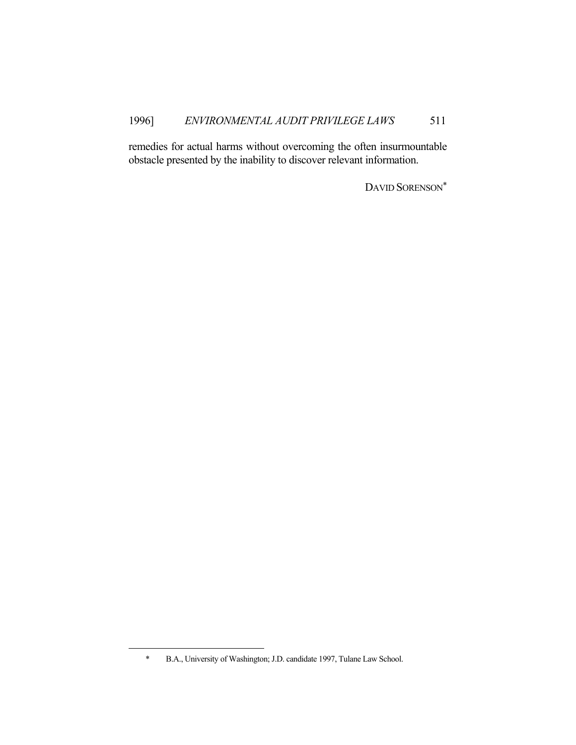remedies for actual harms without overcoming the often insurmountable obstacle presented by the inability to discover relevant information.

DAVID SORENSON*

* B.A., University of Washington; J.D. candidate 1997, Tulane Law School.